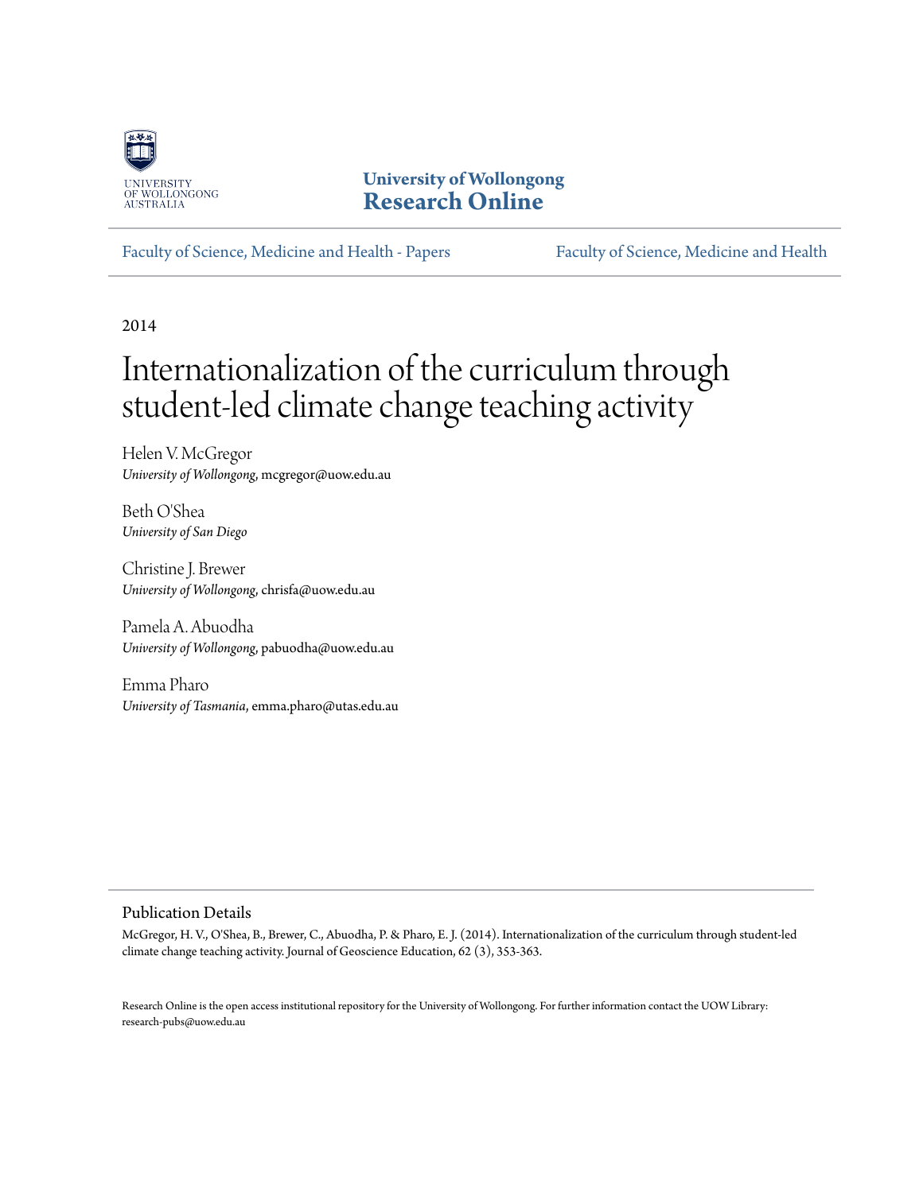University of Wollongong
**Research Online**

Faculty of Science, Medicine and Health - Papers

Faculty of Science, Medicine and Health

2014

# Internationalization of the curriculum through student-led climate change teaching activity

Helen V. McGregor
*University of Wollongong*, mcgregor@uow.edu.au

Beth O'Shea
*University of San Diego*

Christine J. Brewer
*University of Wollongong*, chrisfa@uow.edu.au

Pamela A. Abuodha
*University of Wollongong*, pabuodha@uow.edu.au

Emma Pharo
*University of Tasmania*, emma.pharo@utas.edu.au

## Publication Details

McGregor, H. V., O'Shea, B., Brewer, C., Abuodha, P. & Pharo, E. J. (2014). Internationalization of the curriculum through student-led climate change teaching activity. Journal of Geoscience Education, 62 (3), 353-363.

Research Online is the open access institutional repository for the University of Wollongong. For further information contact the UOW Library: research-pubs@uow.edu.au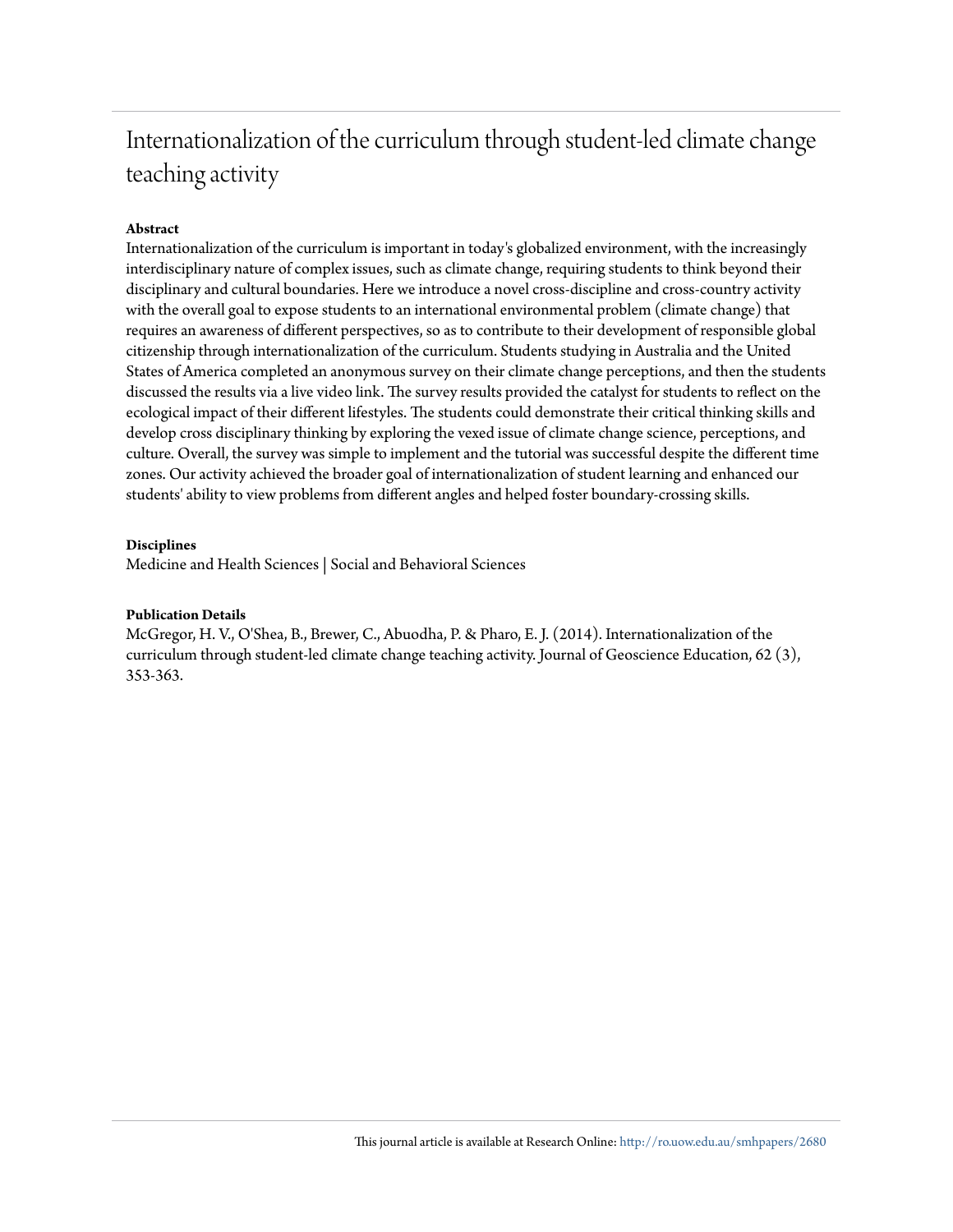# Internationalization of the curriculum through student-led climate change teaching activity

**Abstract**

Internationalization of the curriculum is important in today's globalized environment, with the increasingly interdisciplinary nature of complex issues, such as climate change, requiring students to think beyond their disciplinary and cultural boundaries. Here we introduce a novel cross-discipline and cross-country activity with the overall goal to expose students to an international environmental problem (climate change) that requires an awareness of different perspectives, so as to contribute to their development of responsible global citizenship through internationalization of the curriculum. Students studying in Australia and the United States of America completed an anonymous survey on their climate change perceptions, and then the students discussed the results via a live video link. The survey results provided the catalyst for students to reflect on the ecological impact of their different lifestyles. The students could demonstrate their critical thinking skills and develop cross disciplinary thinking by exploring the vexed issue of climate change science, perceptions, and culture. Overall, the survey was simple to implement and the tutorial was successful despite the different time zones. Our activity achieved the broader goal of internationalization of student learning and enhanced our students' ability to view problems from different angles and helped foster boundary-crossing skills.

**Disciplines**

Medicine and Health Sciences | Social and Behavioral Sciences

**Publication Details**

McGregor, H. V., O'Shea, B., Brewer, C., Abuodha, P. & Pharo, E. J. (2014). Internationalization of the curriculum through student-led climate change teaching activity. Journal of Geoscience Education, 62 (3), 353-363.

This journal article is available at Research Online: http://ro.uow.edu.au/smhpapers/2680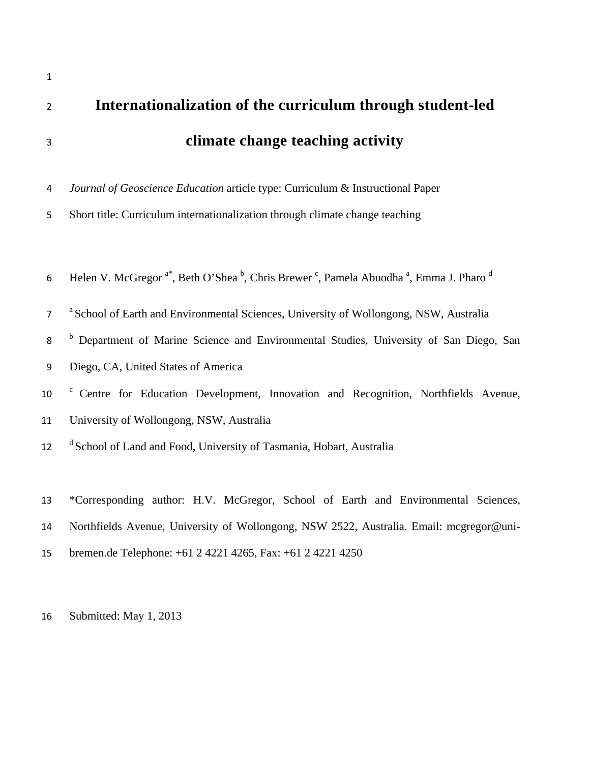# Internationalization of the curriculum through student-led climate change teaching activity

*Journal of Geoscience Education* article type: Curriculum & Instructional Paper

Short title: Curriculum internationalization through climate change teaching

Helen V. McGregor [a*], Beth O'Shea [b], Chris Brewer [c], Pamela Abuodha [a], Emma J. Pharo [d]

[a] School of Earth and Environmental Sciences, University of Wollongong, NSW, Australia

[b] Department of Marine Science and Environmental Studies, University of San Diego, San Diego, CA, United States of America

[c] Centre for Education Development, Innovation and Recognition, Northfields Avenue, University of Wollongong, NSW, Australia

[d] School of Land and Food, University of Tasmania, Hobart, Australia

*Corresponding author: H.V. McGregor, School of Earth and Environmental Sciences, Northfields Avenue, University of Wollongong, NSW 2522, Australia. Email: mcgregor@uni-bremen.de Telephone: +61 2 4221 4265, Fax: +61 2 4221 4250

Submitted: May 1, 2013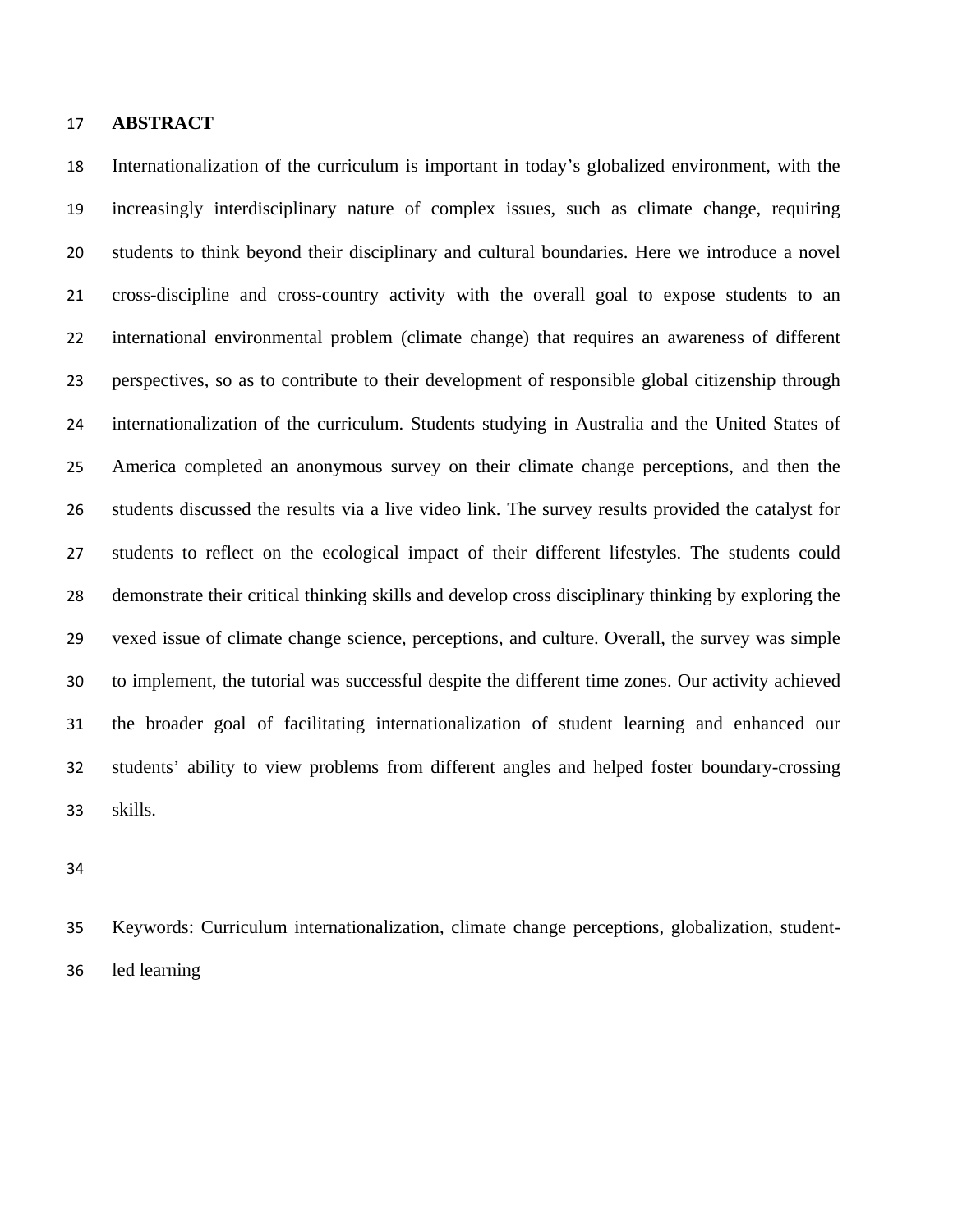## ABSTRACT

Internationalization of the curriculum is important in today's globalized environment, with the increasingly interdisciplinary nature of complex issues, such as climate change, requiring students to think beyond their disciplinary and cultural boundaries. Here we introduce a novel cross-discipline and cross-country activity with the overall goal to expose students to an international environmental problem (climate change) that requires an awareness of different perspectives, so as to contribute to their development of responsible global citizenship through internationalization of the curriculum. Students studying in Australia and the United States of America completed an anonymous survey on their climate change perceptions, and then the students discussed the results via a live video link. The survey results provided the catalyst for students to reflect on the ecological impact of their different lifestyles. The students could demonstrate their critical thinking skills and develop cross disciplinary thinking by exploring the vexed issue of climate change science, perceptions, and culture. Overall, the survey was simple to implement, the tutorial was successful despite the different time zones. Our activity achieved the broader goal of facilitating internationalization of student learning and enhanced our students' ability to view problems from different angles and helped foster boundary-crossing skills.

Keywords: Curriculum internationalization, climate change perceptions, globalization, student-led learning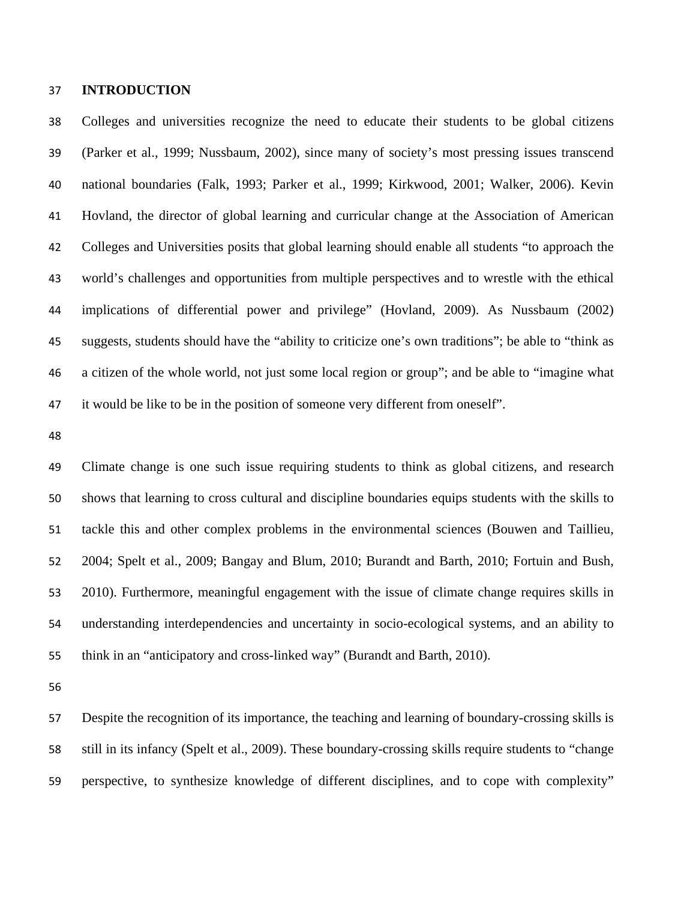## INTRODUCTION

Colleges and universities recognize the need to educate their students to be global citizens (Parker et al., 1999; Nussbaum, 2002), since many of society's most pressing issues transcend national boundaries (Falk, 1993; Parker et al., 1999; Kirkwood, 2001; Walker, 2006). Kevin Hovland, the director of global learning and curricular change at the Association of American Colleges and Universities posits that global learning should enable all students "to approach the world's challenges and opportunities from multiple perspectives and to wrestle with the ethical implications of differential power and privilege" (Hovland, 2009). As Nussbaum (2002) suggests, students should have the "ability to criticize one's own traditions"; be able to "think as a citizen of the whole world, not just some local region or group"; and be able to "imagine what it would be like to be in the position of someone very different from oneself".

Climate change is one such issue requiring students to think as global citizens, and research shows that learning to cross cultural and discipline boundaries equips students with the skills to tackle this and other complex problems in the environmental sciences (Bouwen and Taillieu, 2004; Spelt et al., 2009; Bangay and Blum, 2010; Burandt and Barth, 2010; Fortuin and Bush, 2010). Furthermore, meaningful engagement with the issue of climate change requires skills in understanding interdependencies and uncertainty in socio-ecological systems, and an ability to think in an "anticipatory and cross-linked way" (Burandt and Barth, 2010).

Despite the recognition of its importance, the teaching and learning of boundary-crossing skills is still in its infancy (Spelt et al., 2009). These boundary-crossing skills require students to "change perspective, to synthesize knowledge of different disciplines, and to cope with complexity"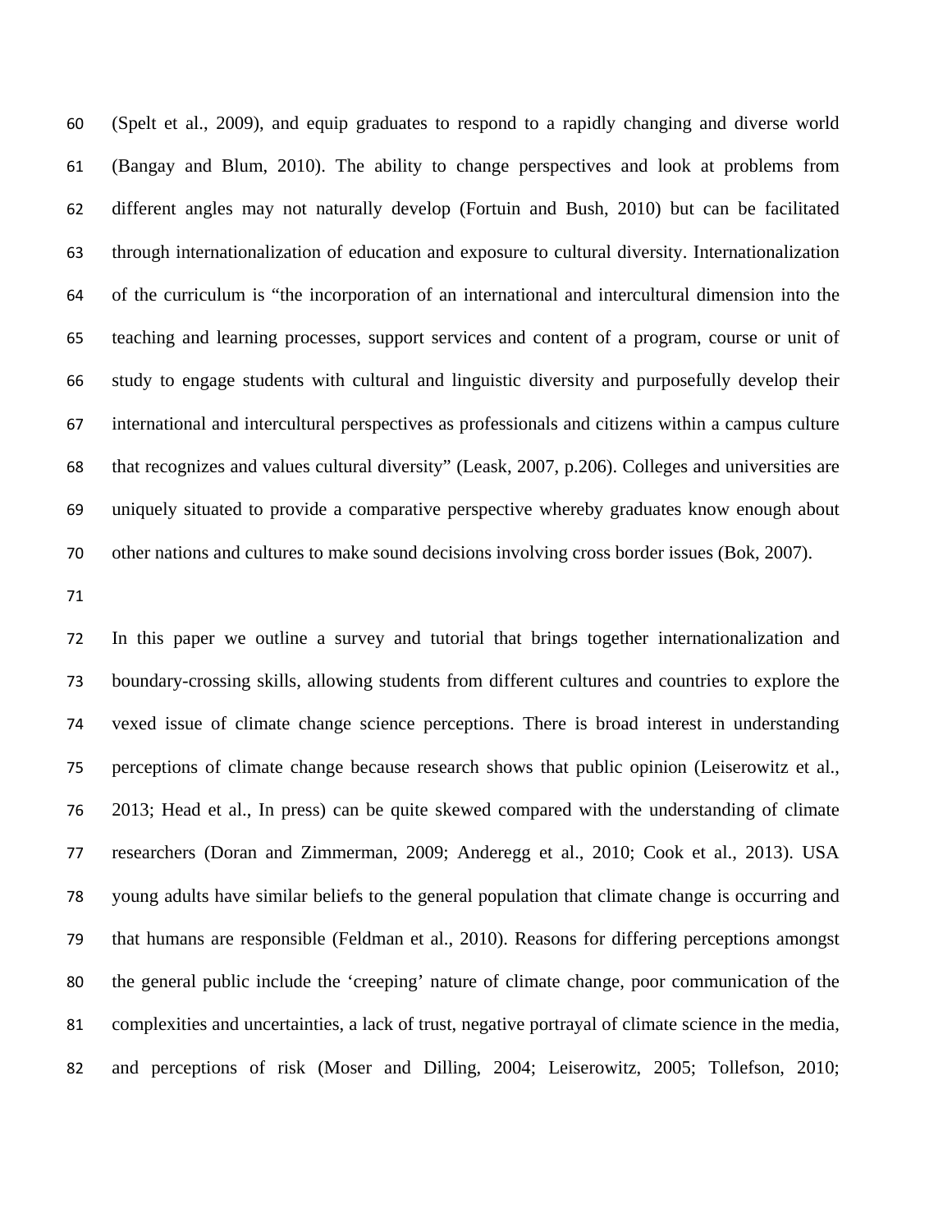(Spelt et al., 2009), and equip graduates to respond to a rapidly changing and diverse world (Bangay and Blum, 2010). The ability to change perspectives and look at problems from different angles may not naturally develop (Fortuin and Bush, 2010) but can be facilitated through internationalization of education and exposure to cultural diversity. Internationalization of the curriculum is "the incorporation of an international and intercultural dimension into the teaching and learning processes, support services and content of a program, course or unit of study to engage students with cultural and linguistic diversity and purposefully develop their international and intercultural perspectives as professionals and citizens within a campus culture that recognizes and values cultural diversity" (Leask, 2007, p.206). Colleges and universities are uniquely situated to provide a comparative perspective whereby graduates know enough about other nations and cultures to make sound decisions involving cross border issues (Bok, 2007).

In this paper we outline a survey and tutorial that brings together internationalization and boundary-crossing skills, allowing students from different cultures and countries to explore the vexed issue of climate change science perceptions. There is broad interest in understanding perceptions of climate change because research shows that public opinion (Leiserowitz et al., 2013; Head et al., In press) can be quite skewed compared with the understanding of climate researchers (Doran and Zimmerman, 2009; Anderegg et al., 2010; Cook et al., 2013). USA young adults have similar beliefs to the general population that climate change is occurring and that humans are responsible (Feldman et al., 2010). Reasons for differing perceptions amongst the general public include the 'creeping' nature of climate change, poor communication of the complexities and uncertainties, a lack of trust, negative portrayal of climate science in the media, and perceptions of risk (Moser and Dilling, 2004; Leiserowitz, 2005; Tollefson, 2010;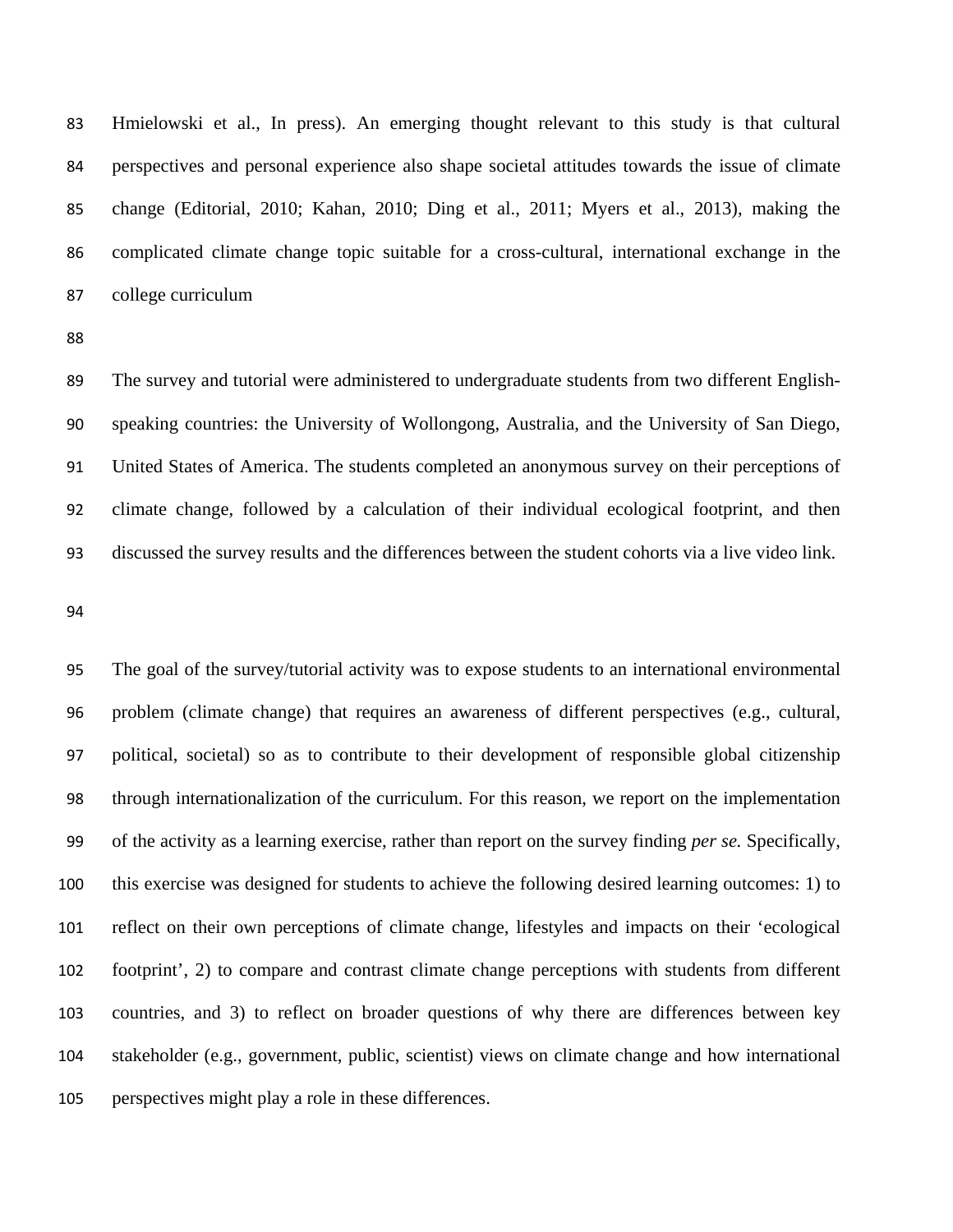Hmielowski et al., In press). An emerging thought relevant to this study is that cultural perspectives and personal experience also shape societal attitudes towards the issue of climate change (Editorial, 2010; Kahan, 2010; Ding et al., 2011; Myers et al., 2013), making the complicated climate change topic suitable for a cross-cultural, international exchange in the college curriculum

The survey and tutorial were administered to undergraduate students from two different English-speaking countries: the University of Wollongong, Australia, and the University of San Diego, United States of America. The students completed an anonymous survey on their perceptions of climate change, followed by a calculation of their individual ecological footprint, and then discussed the survey results and the differences between the student cohorts via a live video link.

The goal of the survey/tutorial activity was to expose students to an international environmental problem (climate change) that requires an awareness of different perspectives (e.g., cultural, political, societal) so as to contribute to their development of responsible global citizenship through internationalization of the curriculum. For this reason, we report on the implementation of the activity as a learning exercise, rather than report on the survey finding *per se.* Specifically, this exercise was designed for students to achieve the following desired learning outcomes: 1) to reflect on their own perceptions of climate change, lifestyles and impacts on their 'ecological footprint', 2) to compare and contrast climate change perceptions with students from different countries, and 3) to reflect on broader questions of why there are differences between key stakeholder (e.g., government, public, scientist) views on climate change and how international perspectives might play a role in these differences.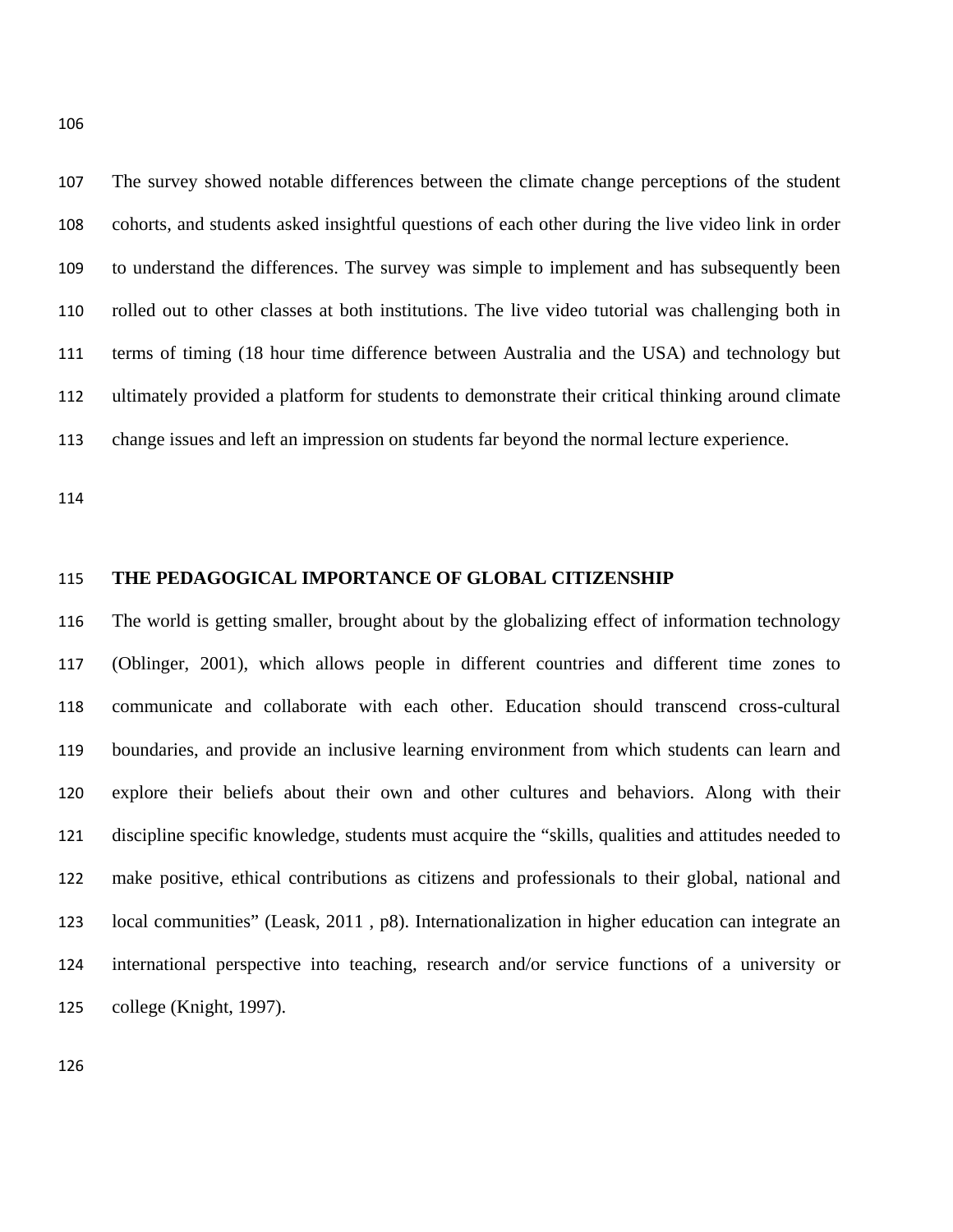The survey showed notable differences between the climate change perceptions of the student cohorts, and students asked insightful questions of each other during the live video link in order to understand the differences. The survey was simple to implement and has subsequently been rolled out to other classes at both institutions. The live video tutorial was challenging both in terms of timing (18 hour time difference between Australia and the USA) and technology but ultimately provided a platform for students to demonstrate their critical thinking around climate change issues and left an impression on students far beyond the normal lecture experience.

## THE PEDAGOGICAL IMPORTANCE OF GLOBAL CITIZENSHIP

The world is getting smaller, brought about by the globalizing effect of information technology (Oblinger, 2001), which allows people in different countries and different time zones to communicate and collaborate with each other. Education should transcend cross-cultural boundaries, and provide an inclusive learning environment from which students can learn and explore their beliefs about their own and other cultures and behaviors. Along with their discipline specific knowledge, students must acquire the "skills, qualities and attitudes needed to make positive, ethical contributions as citizens and professionals to their global, national and local communities" (Leask, 2011 , p8). Internationalization in higher education can integrate an international perspective into teaching, research and/or service functions of a university or college (Knight, 1997).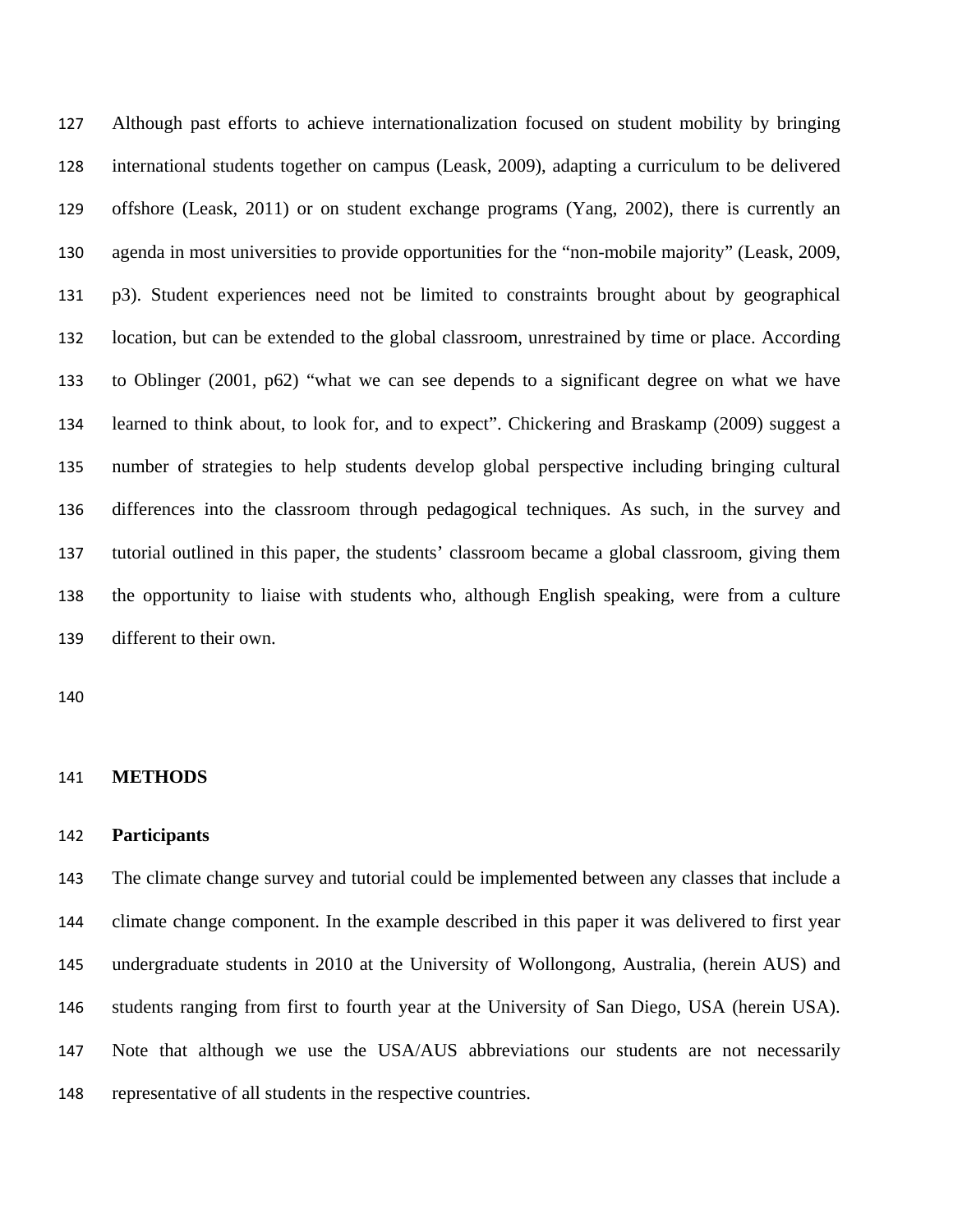Although past efforts to achieve internationalization focused on student mobility by bringing international students together on campus (Leask, 2009), adapting a curriculum to be delivered offshore (Leask, 2011) or on student exchange programs (Yang, 2002), there is currently an agenda in most universities to provide opportunities for the "non-mobile majority" (Leask, 2009, p3). Student experiences need not be limited to constraints brought about by geographical location, but can be extended to the global classroom, unrestrained by time or place. According to Oblinger (2001, p62) "what we can see depends to a significant degree on what we have learned to think about, to look for, and to expect". Chickering and Braskamp (2009) suggest a number of strategies to help students develop global perspective including bringing cultural differences into the classroom through pedagogical techniques. As such, in the survey and tutorial outlined in this paper, the students' classroom became a global classroom, giving them the opportunity to liaise with students who, although English speaking, were from a culture different to their own.

## METHODS

### Participants

The climate change survey and tutorial could be implemented between any classes that include a climate change component. In the example described in this paper it was delivered to first year undergraduate students in 2010 at the University of Wollongong, Australia, (herein AUS) and students ranging from first to fourth year at the University of San Diego, USA (herein USA). Note that although we use the USA/AUS abbreviations our students are not necessarily representative of all students in the respective countries.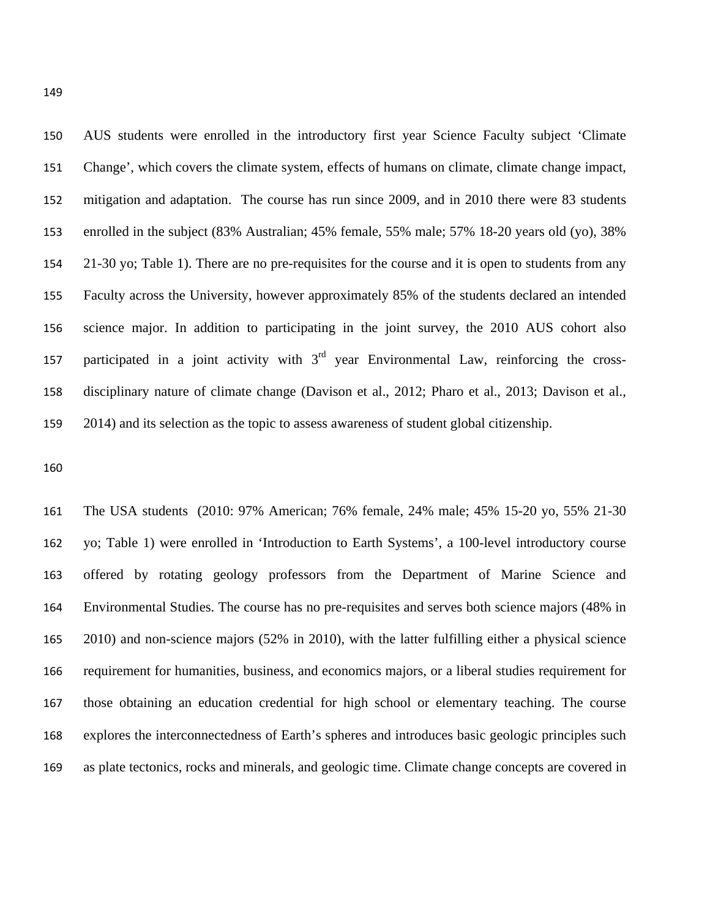AUS students were enrolled in the introductory first year Science Faculty subject 'Climate Change', which covers the climate system, effects of humans on climate, climate change impact, mitigation and adaptation. The course has run since 2009, and in 2010 there were 83 students enrolled in the subject (83% Australian; 45% female, 55% male; 57% 18-20 years old (yo), 38% 21-30 yo; Table 1). There are no pre-requisites for the course and it is open to students from any Faculty across the University, however approximately 85% of the students declared an intended science major. In addition to participating in the joint survey, the 2010 AUS cohort also participated in a joint activity with 3rd year Environmental Law, reinforcing the cross-disciplinary nature of climate change (Davison et al., 2012; Pharo et al., 2013; Davison et al., 2014) and its selection as the topic to assess awareness of student global citizenship.

The USA students (2010: 97% American; 76% female, 24% male; 45% 15-20 yo, 55% 21-30 yo; Table 1) were enrolled in 'Introduction to Earth Systems', a 100-level introductory course offered by rotating geology professors from the Department of Marine Science and Environmental Studies. The course has no pre-requisites and serves both science majors (48% in 2010) and non-science majors (52% in 2010), with the latter fulfilling either a physical science requirement for humanities, business, and economics majors, or a liberal studies requirement for those obtaining an education credential for high school or elementary teaching. The course explores the interconnectedness of Earth's spheres and introduces basic geologic principles such as plate tectonics, rocks and minerals, and geologic time. Climate change concepts are covered in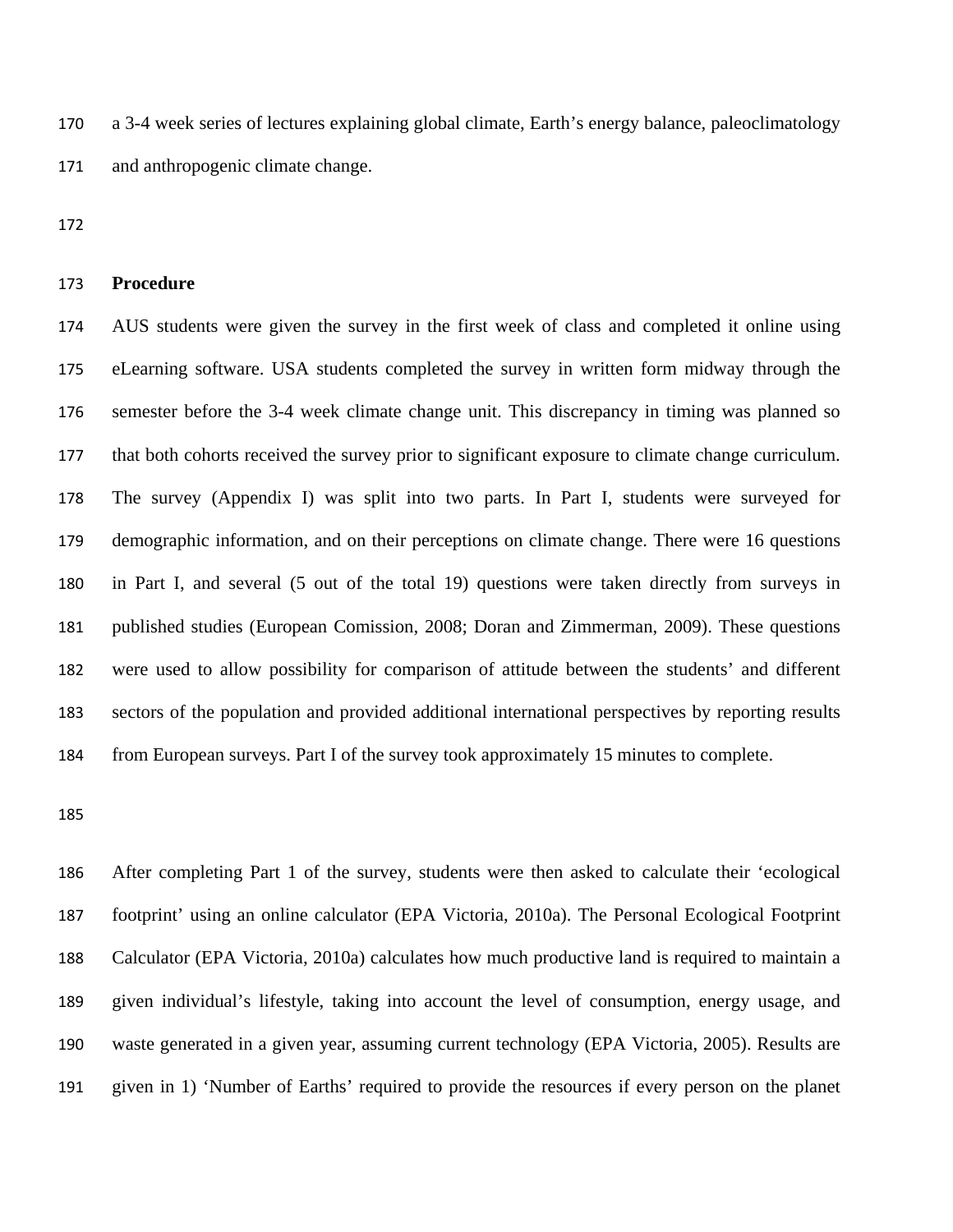a 3-4 week series of lectures explaining global climate, Earth's energy balance, paleoclimatology and anthropogenic climate change.

**Procedure**

AUS students were given the survey in the first week of class and completed it online using eLearning software. USA students completed the survey in written form midway through the semester before the 3-4 week climate change unit. This discrepancy in timing was planned so that both cohorts received the survey prior to significant exposure to climate change curriculum. The survey (Appendix I) was split into two parts. In Part I, students were surveyed for demographic information, and on their perceptions on climate change. There were 16 questions in Part I, and several (5 out of the total 19) questions were taken directly from surveys in published studies (European Comission, 2008; Doran and Zimmerman, 2009). These questions were used to allow possibility for comparison of attitude between the students' and different sectors of the population and provided additional international perspectives by reporting results from European surveys. Part I of the survey took approximately 15 minutes to complete.

After completing Part 1 of the survey, students were then asked to calculate their 'ecological footprint' using an online calculator (EPA Victoria, 2010a). The Personal Ecological Footprint Calculator (EPA Victoria, 2010a) calculates how much productive land is required to maintain a given individual's lifestyle, taking into account the level of consumption, energy usage, and waste generated in a given year, assuming current technology (EPA Victoria, 2005). Results are given in 1) 'Number of Earths' required to provide the resources if every person on the planet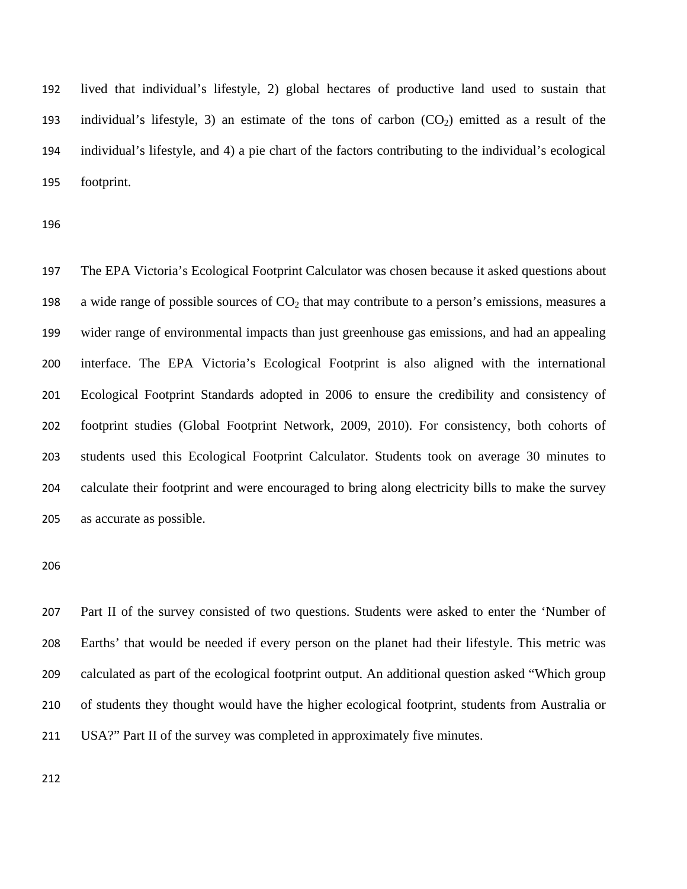lived that individual's lifestyle, 2) global hectares of productive land used to sustain that individual's lifestyle, 3) an estimate of the tons of carbon ($CO_2$) emitted as a result of the individual's lifestyle, and 4) a pie chart of the factors contributing to the individual's ecological footprint.

The EPA Victoria's Ecological Footprint Calculator was chosen because it asked questions about a wide range of possible sources of $CO_2$ that may contribute to a person's emissions, measures a wider range of environmental impacts than just greenhouse gas emissions, and had an appealing interface. The EPA Victoria's Ecological Footprint is also aligned with the international Ecological Footprint Standards adopted in 2006 to ensure the credibility and consistency of footprint studies (Global Footprint Network, 2009, 2010). For consistency, both cohorts of students used this Ecological Footprint Calculator. Students took on average 30 minutes to calculate their footprint and were encouraged to bring along electricity bills to make the survey as accurate as possible.

Part II of the survey consisted of two questions. Students were asked to enter the 'Number of Earths' that would be needed if every person on the planet had their lifestyle. This metric was calculated as part of the ecological footprint output. An additional question asked "Which group of students they thought would have the higher ecological footprint, students from Australia or USA?" Part II of the survey was completed in approximately five minutes.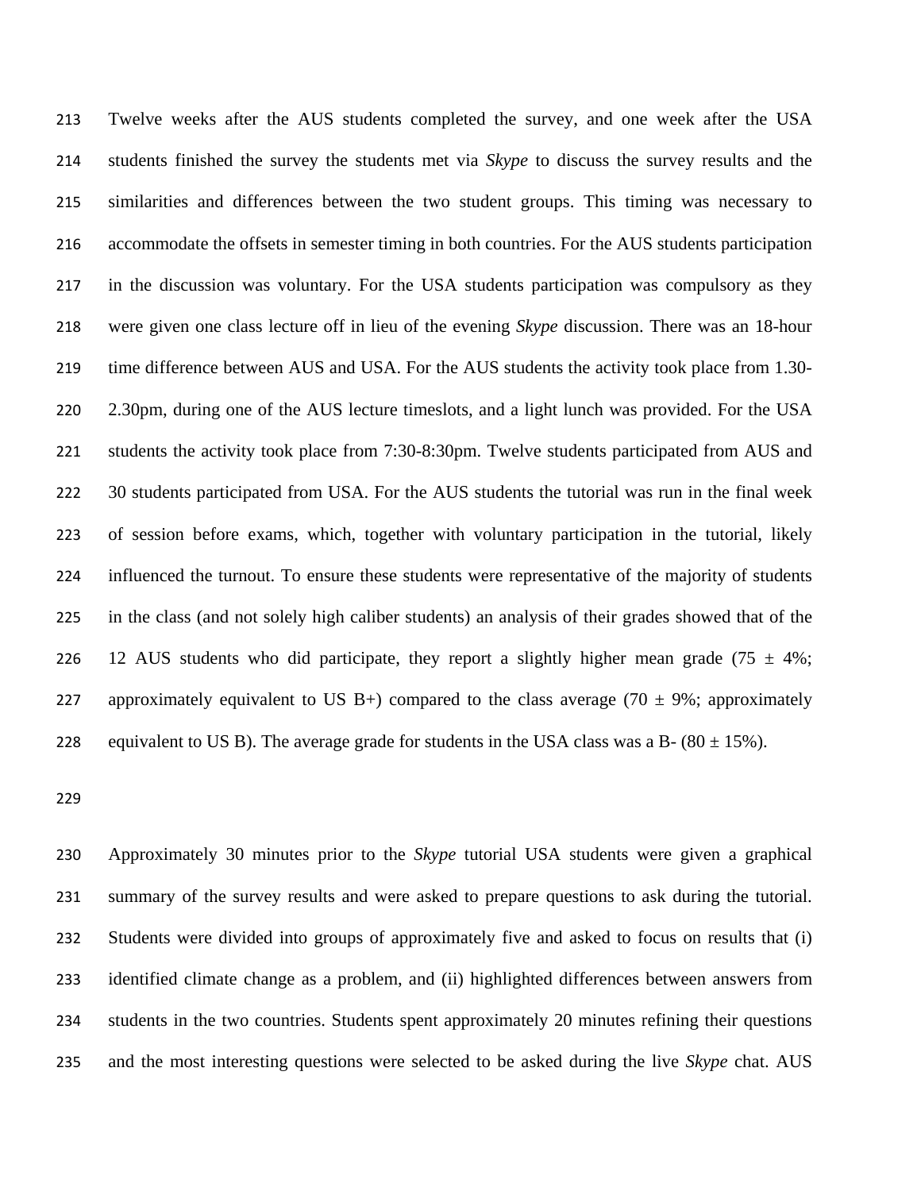Twelve weeks after the AUS students completed the survey, and one week after the USA students finished the survey the students met via *Skype* to discuss the survey results and the similarities and differences between the two student groups. This timing was necessary to accommodate the offsets in semester timing in both countries. For the AUS students participation in the discussion was voluntary. For the USA students participation was compulsory as they were given one class lecture off in lieu of the evening *Skype* discussion. There was an 18-hour time difference between AUS and USA. For the AUS students the activity took place from 1.30-2.30pm, during one of the AUS lecture timeslots, and a light lunch was provided. For the USA students the activity took place from 7:30-8:30pm. Twelve students participated from AUS and 30 students participated from USA. For the AUS students the tutorial was run in the final week of session before exams, which, together with voluntary participation in the tutorial, likely influenced the turnout. To ensure these students were representative of the majority of students in the class (and not solely high caliber students) an analysis of their grades showed that of the 12 AUS students who did participate, they report a slightly higher mean grade ($75 \pm 4\%$; approximately equivalent to US B+) compared to the class average ($70 \pm 9\%$; approximately equivalent to US B). The average grade for students in the USA class was a B- ($80 \pm 15\%$).

Approximately 30 minutes prior to the *Skype* tutorial USA students were given a graphical summary of the survey results and were asked to prepare questions to ask during the tutorial. Students were divided into groups of approximately five and asked to focus on results that (i) identified climate change as a problem, and (ii) highlighted differences between answers from students in the two countries. Students spent approximately 20 minutes refining their questions and the most interesting questions were selected to be asked during the live *Skype* chat. AUS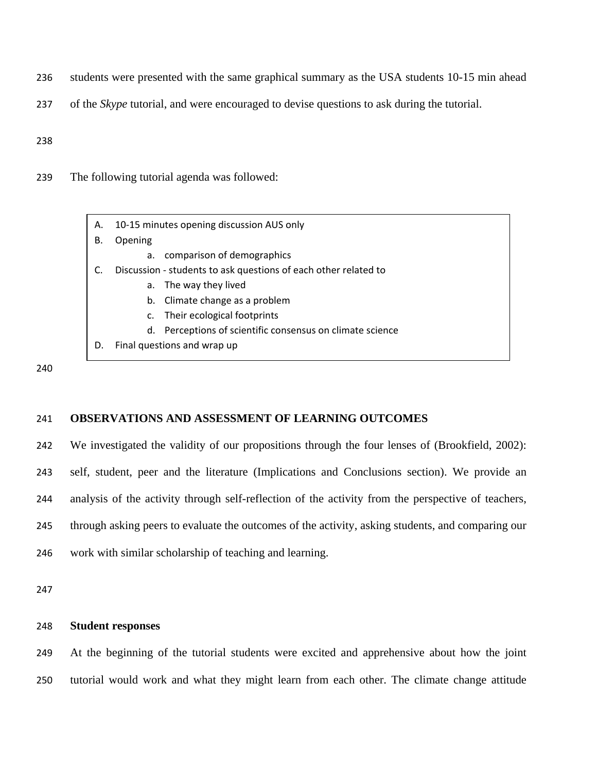students were presented with the same graphical summary as the USA students 10-15 min ahead of the *Skype* tutorial, and were encouraged to devise questions to ask during the tutorial.

The following tutorial agenda was followed:

A. 10-15 minutes opening discussion AUS only
B. Opening
    a. comparison of demographics
C. Discussion - students to ask questions of each other related to
    a. The way they lived
    b. Climate change as a problem
    c. Their ecological footprints
    d. Perceptions of scientific consensus on climate science
D. Final questions and wrap up

## OBSERVATIONS AND ASSESSMENT OF LEARNING OUTCOMES

We investigated the validity of our propositions through the four lenses of (Brookfield, 2002): self, student, peer and the literature (Implications and Conclusions section). We provide an analysis of the activity through self-reflection of the activity from the perspective of teachers, through asking peers to evaluate the outcomes of the activity, asking students, and comparing our work with similar scholarship of teaching and learning.

### Student responses

At the beginning of the tutorial students were excited and apprehensive about how the joint tutorial would work and what they might learn from each other. The climate change attitude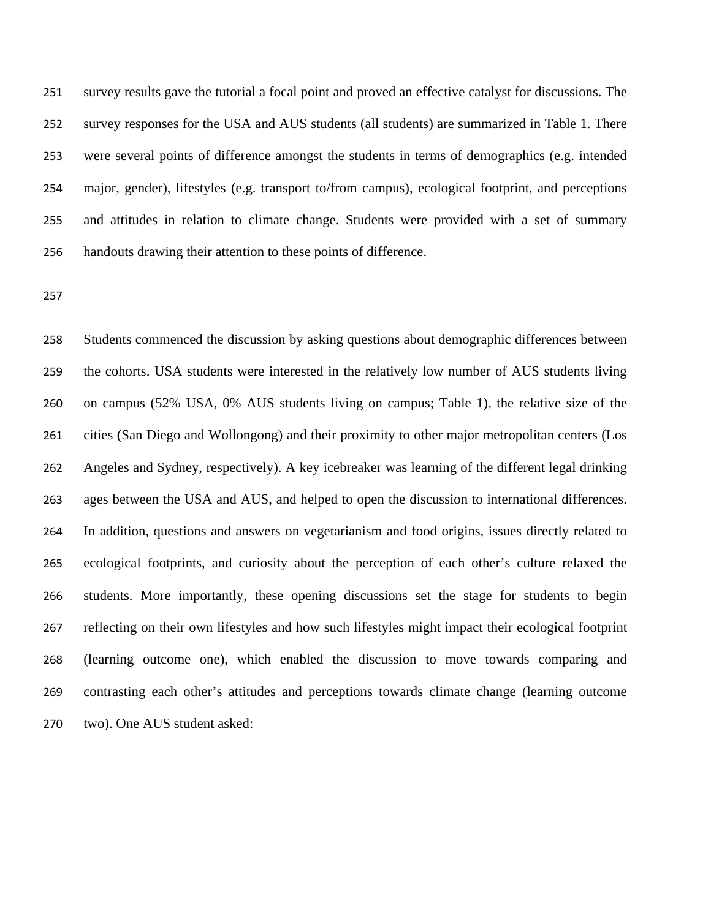survey results gave the tutorial a focal point and proved an effective catalyst for discussions. The survey responses for the USA and AUS students (all students) are summarized in Table 1. There were several points of difference amongst the students in terms of demographics (e.g. intended major, gender), lifestyles (e.g. transport to/from campus), ecological footprint, and perceptions and attitudes in relation to climate change. Students were provided with a set of summary handouts drawing their attention to these points of difference.

Students commenced the discussion by asking questions about demographic differences between the cohorts. USA students were interested in the relatively low number of AUS students living on campus (52% USA, 0% AUS students living on campus; Table 1), the relative size of the cities (San Diego and Wollongong) and their proximity to other major metropolitan centers (Los Angeles and Sydney, respectively). A key icebreaker was learning of the different legal drinking ages between the USA and AUS, and helped to open the discussion to international differences. In addition, questions and answers on vegetarianism and food origins, issues directly related to ecological footprints, and curiosity about the perception of each other's culture relaxed the students. More importantly, these opening discussions set the stage for students to begin reflecting on their own lifestyles and how such lifestyles might impact their ecological footprint (learning outcome one), which enabled the discussion to move towards comparing and contrasting each other's attitudes and perceptions towards climate change (learning outcome two). One AUS student asked: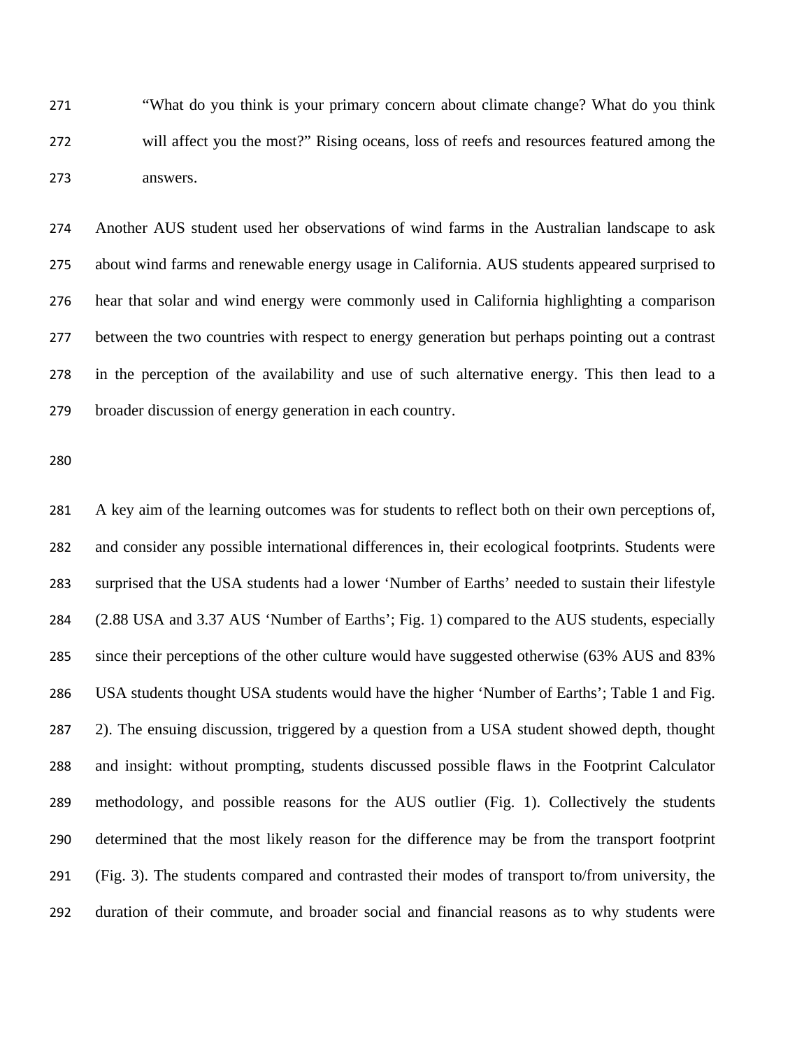"What do you think is your primary concern about climate change? What do you think will affect you the most?" Rising oceans, loss of reefs and resources featured among the answers.

Another AUS student used her observations of wind farms in the Australian landscape to ask about wind farms and renewable energy usage in California. AUS students appeared surprised to hear that solar and wind energy were commonly used in California highlighting a comparison between the two countries with respect to energy generation but perhaps pointing out a contrast in the perception of the availability and use of such alternative energy. This then lead to a broader discussion of energy generation in each country.

A key aim of the learning outcomes was for students to reflect both on their own perceptions of, and consider any possible international differences in, their ecological footprints. Students were surprised that the USA students had a lower 'Number of Earths' needed to sustain their lifestyle (2.88 USA and 3.37 AUS 'Number of Earths'; Fig. 1) compared to the AUS students, especially since their perceptions of the other culture would have suggested otherwise (63% AUS and 83% USA students thought USA students would have the higher 'Number of Earths'; Table 1 and Fig. 2). The ensuing discussion, triggered by a question from a USA student showed depth, thought and insight: without prompting, students discussed possible flaws in the Footprint Calculator methodology, and possible reasons for the AUS outlier (Fig. 1). Collectively the students determined that the most likely reason for the difference may be from the transport footprint (Fig. 3). The students compared and contrasted their modes of transport to/from university, the duration of their commute, and broader social and financial reasons as to why students were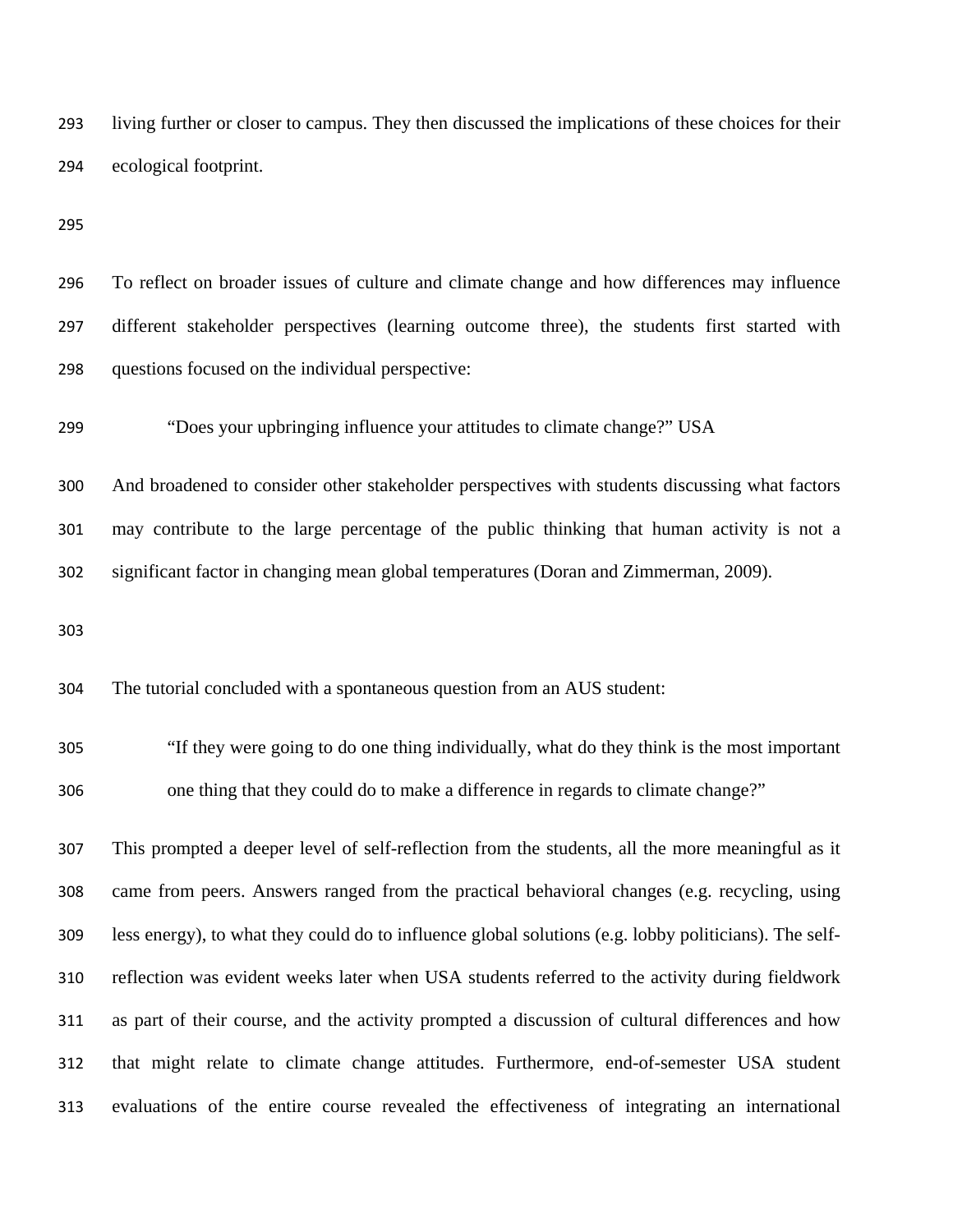living further or closer to campus. They then discussed the implications of these choices for their ecological footprint.

To reflect on broader issues of culture and climate change and how differences may influence different stakeholder perspectives (learning outcome three), the students first started with questions focused on the individual perspective:

> "Does your upbringing influence your attitudes to climate change?" USA

And broadened to consider other stakeholder perspectives with students discussing what factors may contribute to the large percentage of the public thinking that human activity is not a significant factor in changing mean global temperatures (Doran and Zimmerman, 2009).

The tutorial concluded with a spontaneous question from an AUS student:

> "If they were going to do one thing individually, what do they think is the most important one thing that they could do to make a difference in regards to climate change?"

This prompted a deeper level of self-reflection from the students, all the more meaningful as it came from peers. Answers ranged from the practical behavioral changes (e.g. recycling, using less energy), to what they could do to influence global solutions (e.g. lobby politicians). The self-reflection was evident weeks later when USA students referred to the activity during fieldwork as part of their course, and the activity prompted a discussion of cultural differences and how that might relate to climate change attitudes. Furthermore, end-of-semester USA student evaluations of the entire course revealed the effectiveness of integrating an international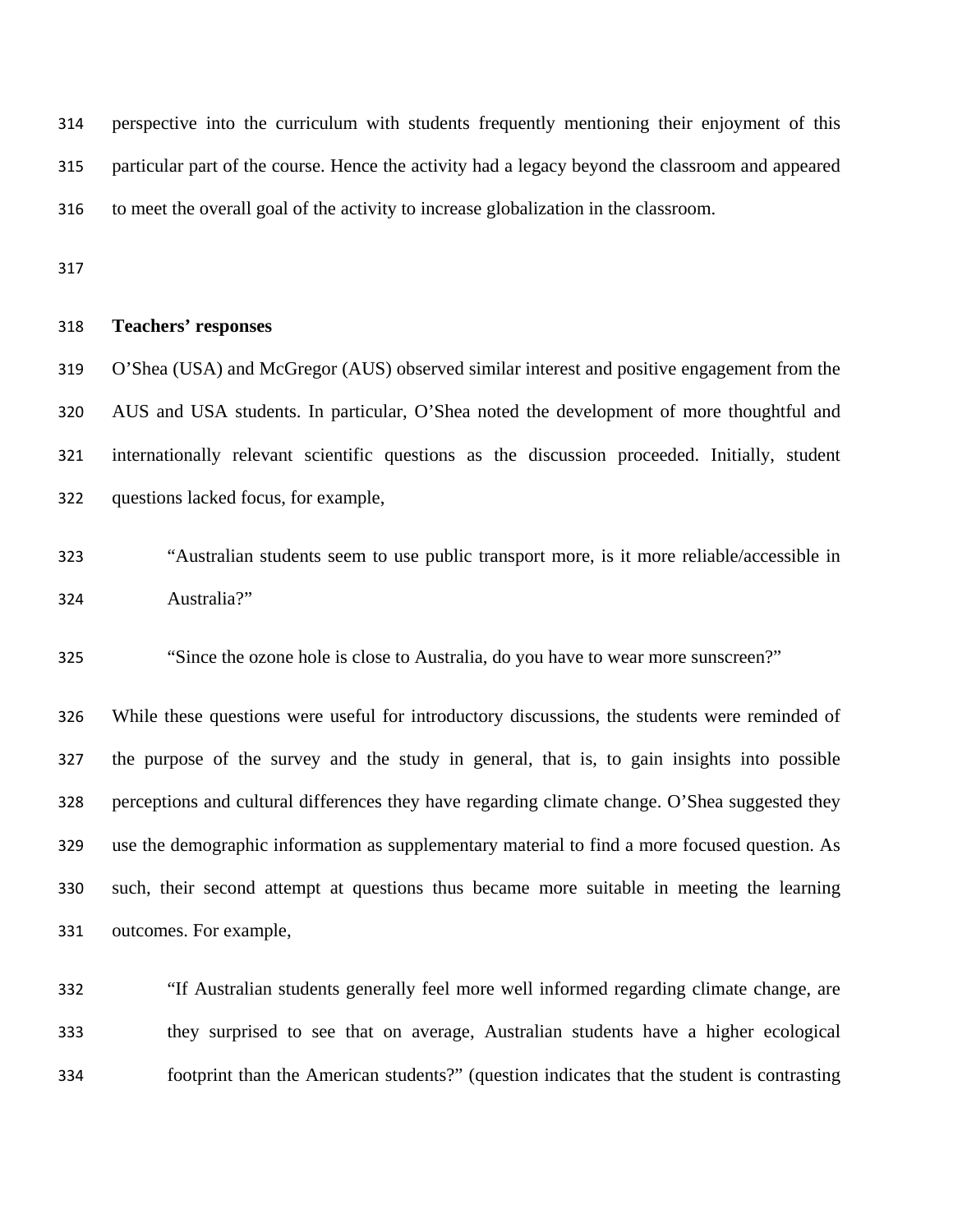perspective into the curriculum with students frequently mentioning their enjoyment of this particular part of the course. Hence the activity had a legacy beyond the classroom and appeared to meet the overall goal of the activity to increase globalization in the classroom.

## Teachers' responses

O'Shea (USA) and McGregor (AUS) observed similar interest and positive engagement from the AUS and USA students. In particular, O'Shea noted the development of more thoughtful and internationally relevant scientific questions as the discussion proceeded. Initially, student questions lacked focus, for example,

> "Australian students seem to use public transport more, is it more reliable/accessible in Australia?"

> "Since the ozone hole is close to Australia, do you have to wear more sunscreen?"

While these questions were useful for introductory discussions, the students were reminded of the purpose of the survey and the study in general, that is, to gain insights into possible perceptions and cultural differences they have regarding climate change. O'Shea suggested they use the demographic information as supplementary material to find a more focused question. As such, their second attempt at questions thus became more suitable in meeting the learning outcomes. For example,

> "If Australian students generally feel more well informed regarding climate change, are they surprised to see that on average, Australian students have a higher ecological footprint than the American students?" (question indicates that the student is contrasting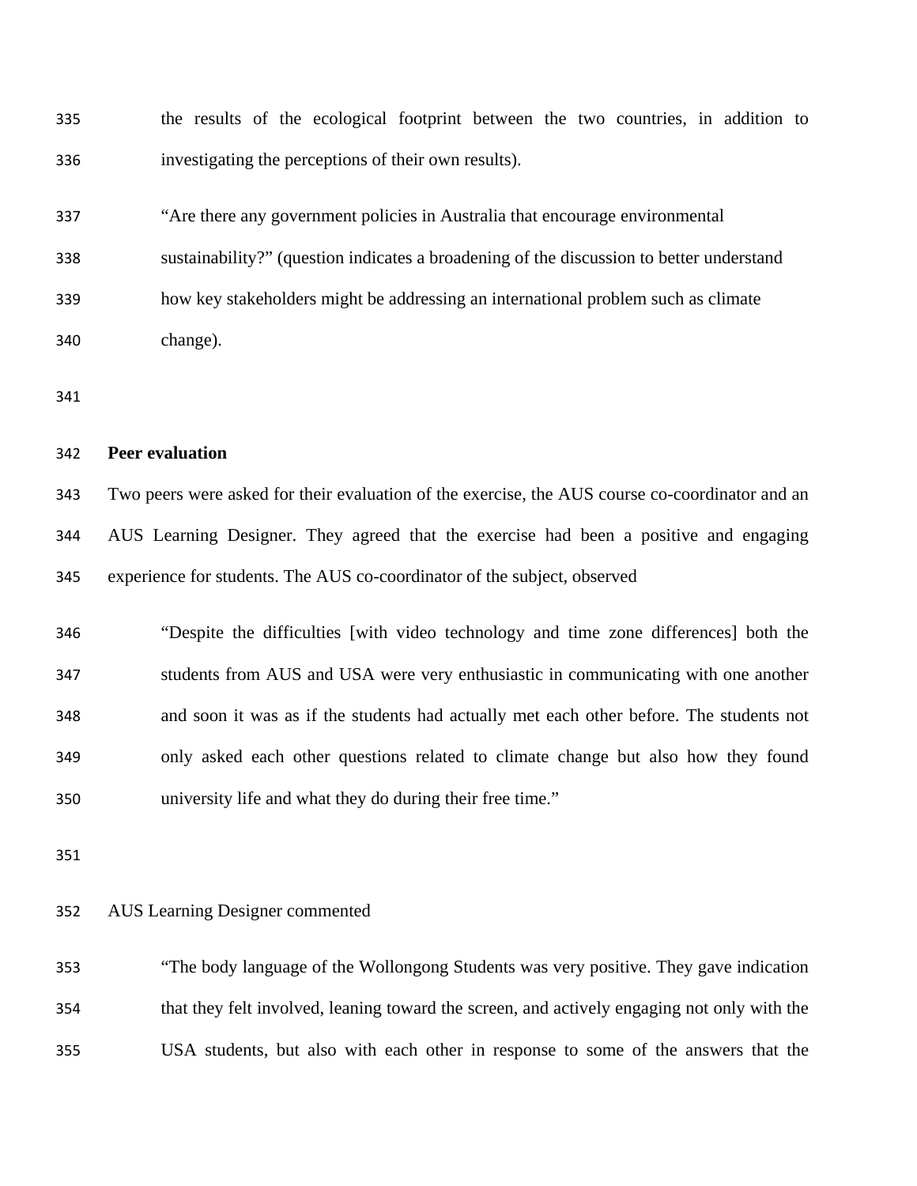the results of the ecological footprint between the two countries, in addition to investigating the perceptions of their own results).

> "Are there any government policies in Australia that encourage environmental sustainability?" (question indicates a broadening of the discussion to better understand how key stakeholders might be addressing an international problem such as climate change).

**Peer evaluation**

Two peers were asked for their evaluation of the exercise, the AUS course co-coordinator and an AUS Learning Designer. They agreed that the exercise had been a positive and engaging experience for students. The AUS co-coordinator of the subject, observed

> "Despite the difficulties [with video technology and time zone differences] both the students from AUS and USA were very enthusiastic in communicating with one another and soon it was as if the students had actually met each other before. The students not only asked each other questions related to climate change but also how they found university life and what they do during their free time."

AUS Learning Designer commented

> "The body language of the Wollongong Students was very positive. They gave indication that they felt involved, leaning toward the screen, and actively engaging not only with the USA students, but also with each other in response to some of the answers that the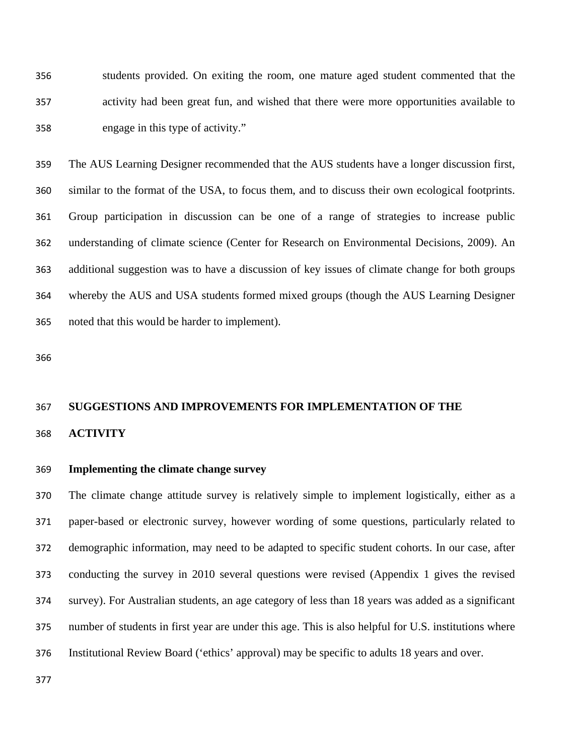> students provided. On exiting the room, one mature aged student commented that the activity had been great fun, and wished that there were more opportunities available to engage in this type of activity."

The AUS Learning Designer recommended that the AUS students have a longer discussion first, similar to the format of the USA, to focus them, and to discuss their own ecological footprints. Group participation in discussion can be one of a range of strategies to increase public understanding of climate science (Center for Research on Environmental Decisions, 2009). An additional suggestion was to have a discussion of key issues of climate change for both groups whereby the AUS and USA students formed mixed groups (though the AUS Learning Designer noted that this would be harder to implement).

## SUGGESTIONS AND IMPROVEMENTS FOR IMPLEMENTATION OF THE ACTIVITY

### Implementing the climate change survey

The climate change attitude survey is relatively simple to implement logistically, either as a paper-based or electronic survey, however wording of some questions, particularly related to demographic information, may need to be adapted to specific student cohorts. In our case, after conducting the survey in 2010 several questions were revised (Appendix 1 gives the revised survey). For Australian students, an age category of less than 18 years was added as a significant number of students in first year are under this age. This is also helpful for U.S. institutions where Institutional Review Board ('ethics' approval) may be specific to adults 18 years and over.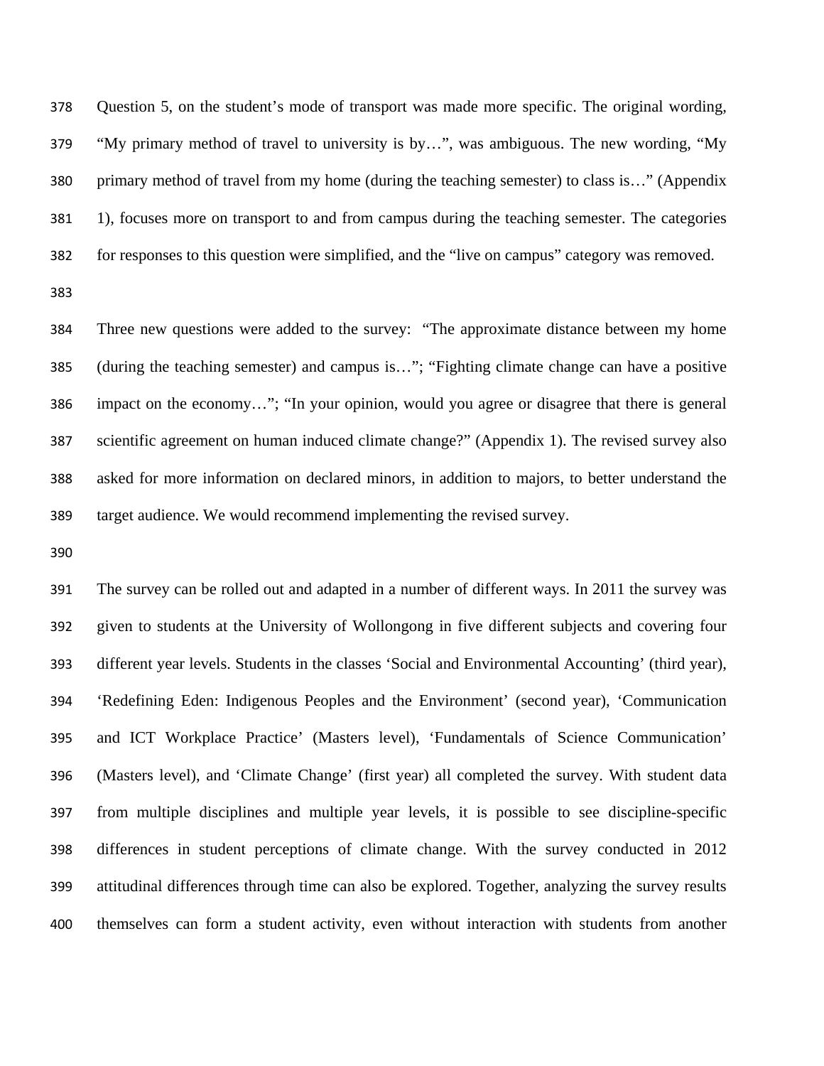Question 5, on the student's mode of transport was made more specific. The original wording, "My primary method of travel to university is by…", was ambiguous. The new wording, "My primary method of travel from my home (during the teaching semester) to class is…" (Appendix 1), focuses more on transport to and from campus during the teaching semester. The categories for responses to this question were simplified, and the "live on campus" category was removed.

Three new questions were added to the survey: "The approximate distance between my home (during the teaching semester) and campus is…"; "Fighting climate change can have a positive impact on the economy…"; "In your opinion, would you agree or disagree that there is general scientific agreement on human induced climate change?" (Appendix 1). The revised survey also asked for more information on declared minors, in addition to majors, to better understand the target audience. We would recommend implementing the revised survey.

The survey can be rolled out and adapted in a number of different ways. In 2011 the survey was given to students at the University of Wollongong in five different subjects and covering four different year levels. Students in the classes 'Social and Environmental Accounting' (third year), 'Redefining Eden: Indigenous Peoples and the Environment' (second year), 'Communication and ICT Workplace Practice' (Masters level), 'Fundamentals of Science Communication' (Masters level), and 'Climate Change' (first year) all completed the survey. With student data from multiple disciplines and multiple year levels, it is possible to see discipline-specific differences in student perceptions of climate change. With the survey conducted in 2012 attitudinal differences through time can also be explored. Together, analyzing the survey results themselves can form a student activity, even without interaction with students from another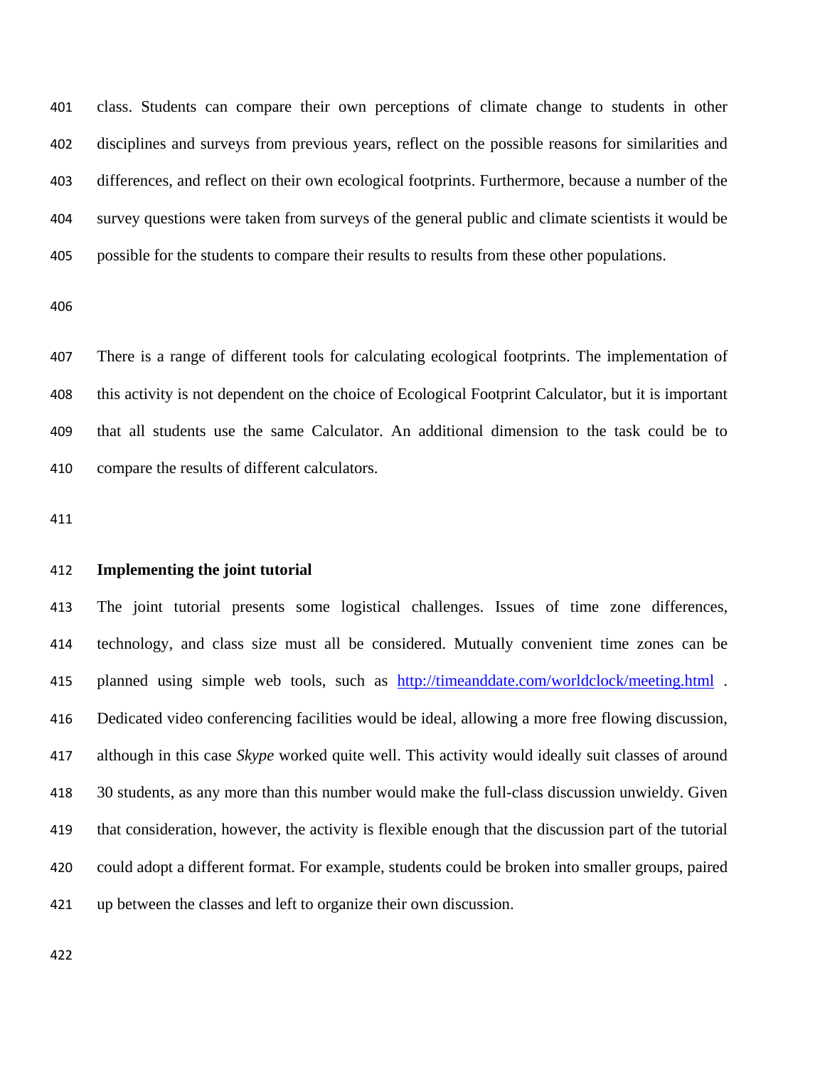class. Students can compare their own perceptions of climate change to students in other disciplines and surveys from previous years, reflect on the possible reasons for similarities and differences, and reflect on their own ecological footprints. Furthermore, because a number of the survey questions were taken from surveys of the general public and climate scientists it would be possible for the students to compare their results to results from these other populations.

There is a range of different tools for calculating ecological footprints. The implementation of this activity is not dependent on the choice of Ecological Footprint Calculator, but it is important that all students use the same Calculator. An additional dimension to the task could be to compare the results of different calculators.

**Implementing the joint tutorial**

The joint tutorial presents some logistical challenges. Issues of time zone differences, technology, and class size must all be considered. Mutually convenient time zones can be planned using simple web tools, such as http://timeanddate.com/worldclock/meeting.html . Dedicated video conferencing facilities would be ideal, allowing a more free flowing discussion, although in this case *Skype* worked quite well. This activity would ideally suit classes of around 30 students, as any more than this number would make the full-class discussion unwieldy. Given that consideration, however, the activity is flexible enough that the discussion part of the tutorial could adopt a different format. For example, students could be broken into smaller groups, paired up between the classes and left to organize their own discussion.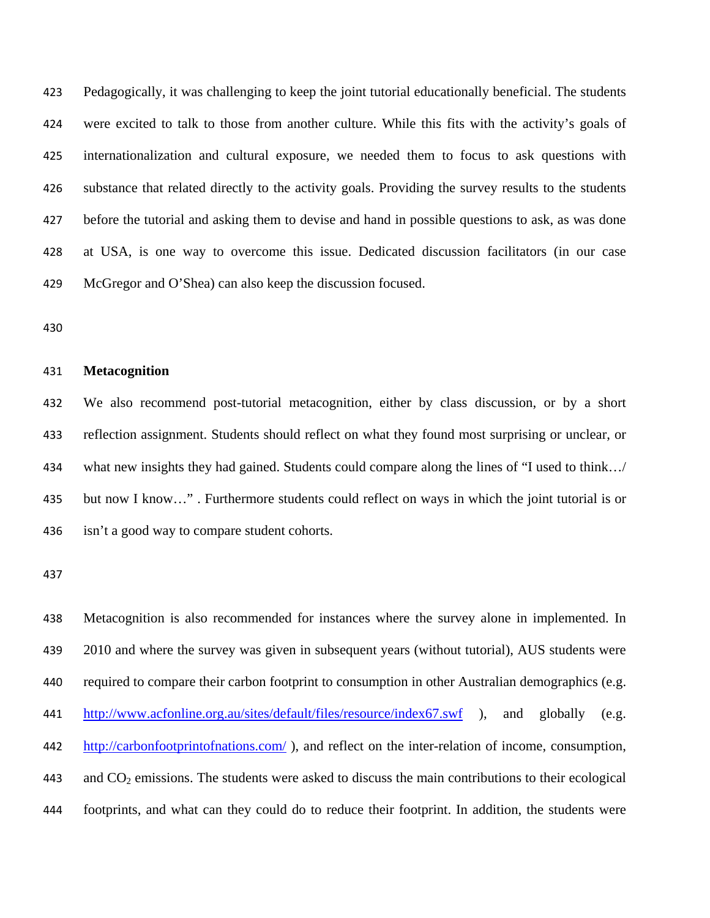Pedagogically, it was challenging to keep the joint tutorial educationally beneficial. The students were excited to talk to those from another culture. While this fits with the activity's goals of internationalization and cultural exposure, we needed them to focus to ask questions with substance that related directly to the activity goals. Providing the survey results to the students before the tutorial and asking them to devise and hand in possible questions to ask, as was done at USA, is one way to overcome this issue. Dedicated discussion facilitators (in our case McGregor and O'Shea) can also keep the discussion focused.

## Metacognition

We also recommend post-tutorial metacognition, either by class discussion, or by a short reflection assignment. Students should reflect on what they found most surprising or unclear, or what new insights they had gained. Students could compare along the lines of "I used to think…/ but now I know…" . Furthermore students could reflect on ways in which the joint tutorial is or isn't a good way to compare student cohorts.

Metacognition is also recommended for instances where the survey alone in implemented. In 2010 and where the survey was given in subsequent years (without tutorial), AUS students were required to compare their carbon footprint to consumption in other Australian demographics (e.g. http://www.acfonline.org.au/sites/default/files/resource/index67.swf ), and globally (e.g. http://carbonfootprintofnations.com/ ), and reflect on the inter-relation of income, consumption, and $CO_2$ emissions. The students were asked to discuss the main contributions to their ecological footprints, and what can they could do to reduce their footprint. In addition, the students were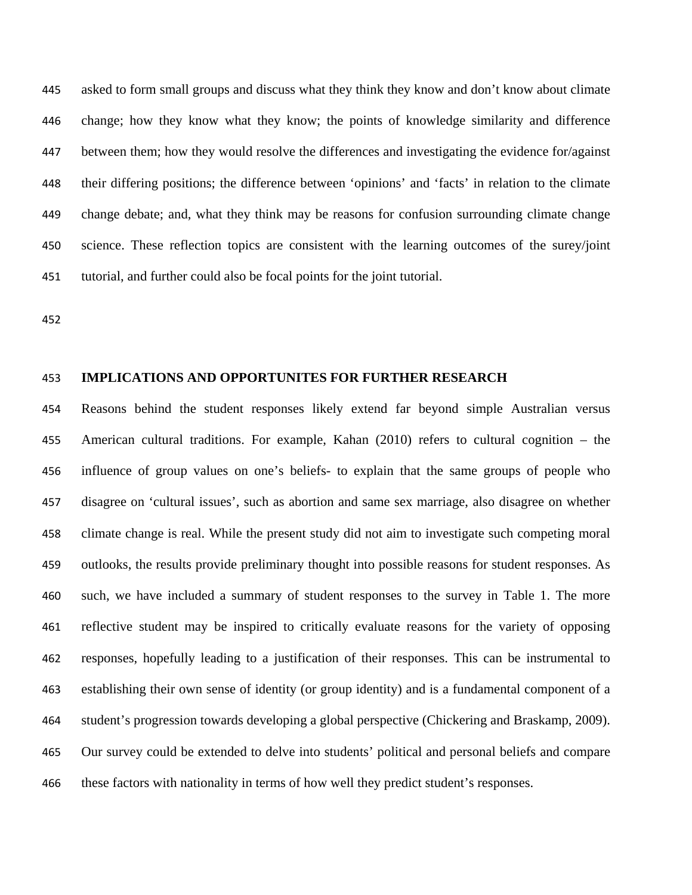asked to form small groups and discuss what they think they know and don't know about climate change; how they know what they know; the points of knowledge similarity and difference between them; how they would resolve the differences and investigating the evidence for/against their differing positions; the difference between 'opinions' and 'facts' in relation to the climate change debate; and, what they think may be reasons for confusion surrounding climate change science. These reflection topics are consistent with the learning outcomes of the surey/joint tutorial, and further could also be focal points for the joint tutorial.

## IMPLICATIONS AND OPPORTUNITES FOR FURTHER RESEARCH

Reasons behind the student responses likely extend far beyond simple Australian versus American cultural traditions. For example, Kahan (2010) refers to cultural cognition – the influence of group values on one's beliefs- to explain that the same groups of people who disagree on 'cultural issues', such as abortion and same sex marriage, also disagree on whether climate change is real. While the present study did not aim to investigate such competing moral outlooks, the results provide preliminary thought into possible reasons for student responses. As such, we have included a summary of student responses to the survey in Table 1. The more reflective student may be inspired to critically evaluate reasons for the variety of opposing responses, hopefully leading to a justification of their responses. This can be instrumental to establishing their own sense of identity (or group identity) and is a fundamental component of a student's progression towards developing a global perspective (Chickering and Braskamp, 2009). Our survey could be extended to delve into students' political and personal beliefs and compare these factors with nationality in terms of how well they predict student's responses.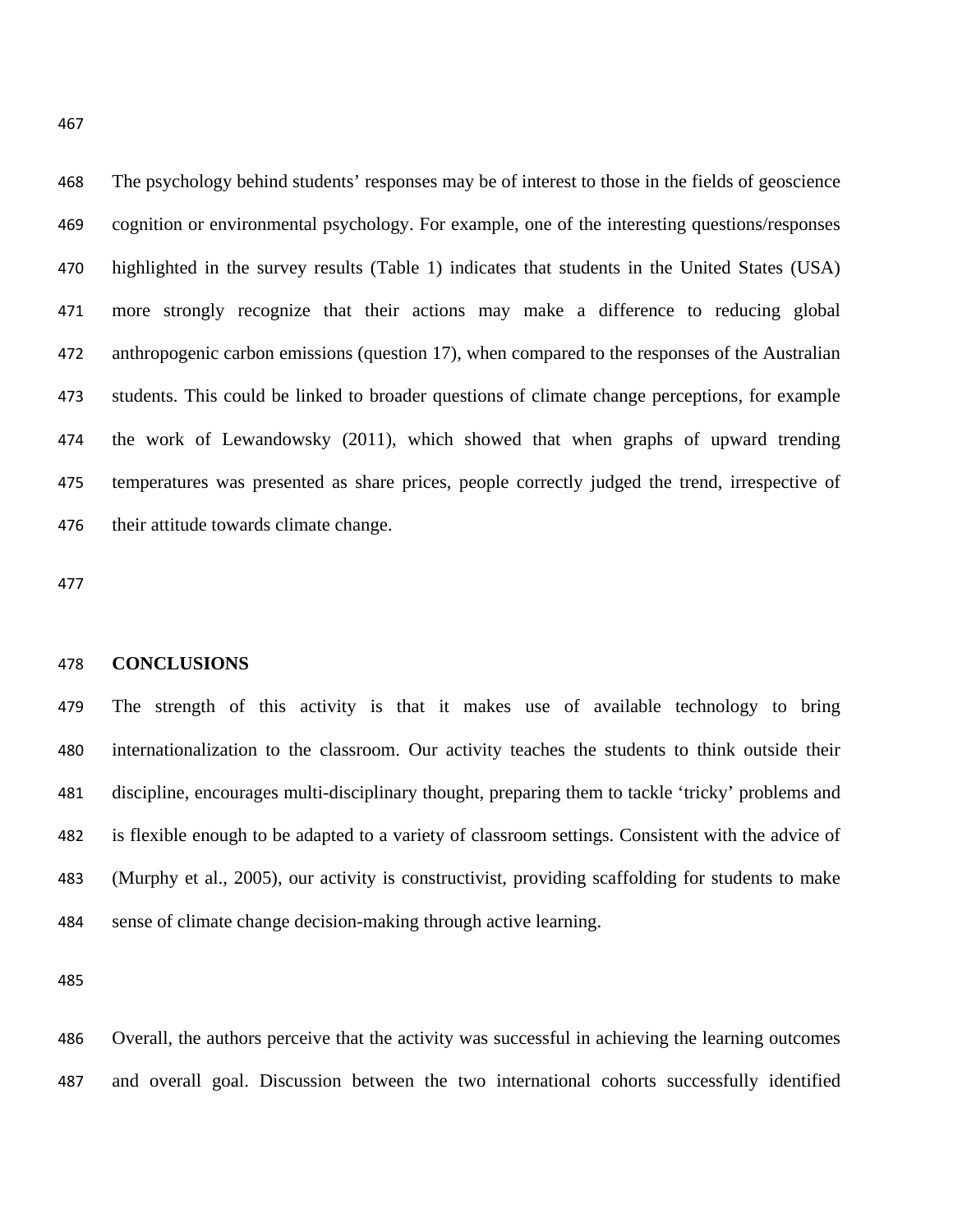The psychology behind students' responses may be of interest to those in the fields of geoscience cognition or environmental psychology. For example, one of the interesting questions/responses highlighted in the survey results (Table 1) indicates that students in the United States (USA) more strongly recognize that their actions may make a difference to reducing global anthropogenic carbon emissions (question 17), when compared to the responses of the Australian students. This could be linked to broader questions of climate change perceptions, for example the work of Lewandowsky (2011), which showed that when graphs of upward trending temperatures was presented as share prices, people correctly judged the trend, irrespective of their attitude towards climate change.

## CONCLUSIONS

The strength of this activity is that it makes use of available technology to bring internationalization to the classroom. Our activity teaches the students to think outside their discipline, encourages multi-disciplinary thought, preparing them to tackle 'tricky' problems and is flexible enough to be adapted to a variety of classroom settings. Consistent with the advice of (Murphy et al., 2005), our activity is constructivist, providing scaffolding for students to make sense of climate change decision-making through active learning.

Overall, the authors perceive that the activity was successful in achieving the learning outcomes and overall goal. Discussion between the two international cohorts successfully identified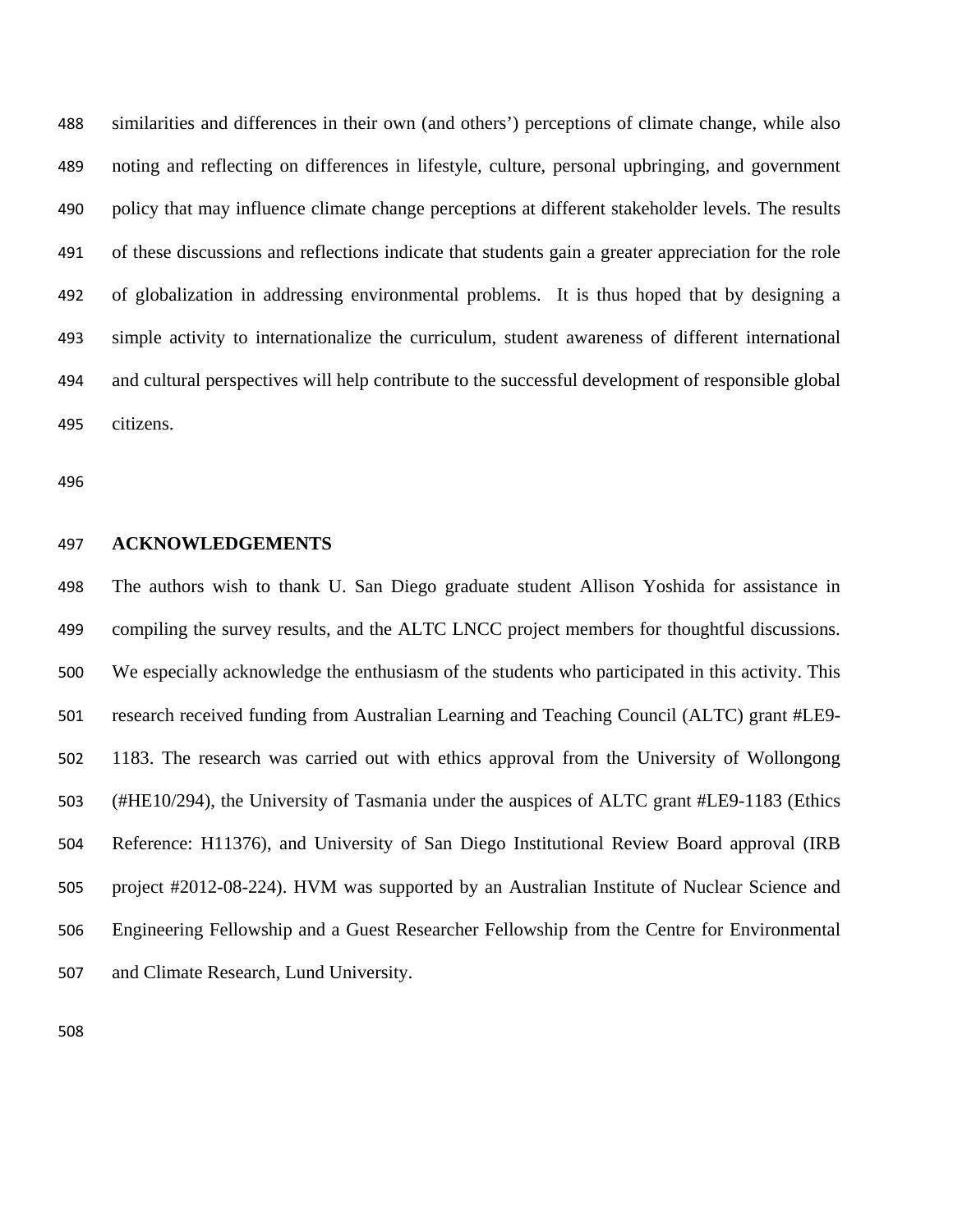similarities and differences in their own (and others') perceptions of climate change, while also noting and reflecting on differences in lifestyle, culture, personal upbringing, and government policy that may influence climate change perceptions at different stakeholder levels. The results of these discussions and reflections indicate that students gain a greater appreciation for the role of globalization in addressing environmental problems. It is thus hoped that by designing a simple activity to internationalize the curriculum, student awareness of different international and cultural perspectives will help contribute to the successful development of responsible global citizens.

## ACKNOWLEDGEMENTS

The authors wish to thank U. San Diego graduate student Allison Yoshida for assistance in compiling the survey results, and the ALTC LNCC project members for thoughtful discussions. We especially acknowledge the enthusiasm of the students who participated in this activity. This research received funding from Australian Learning and Teaching Council (ALTC) grant #LE9-1183. The research was carried out with ethics approval from the University of Wollongong (#HE10/294), the University of Tasmania under the auspices of ALTC grant #LE9-1183 (Ethics Reference: H11376), and University of San Diego Institutional Review Board approval (IRB project #2012-08-224). HVM was supported by an Australian Institute of Nuclear Science and Engineering Fellowship and a Guest Researcher Fellowship from the Centre for Environmental and Climate Research, Lund University.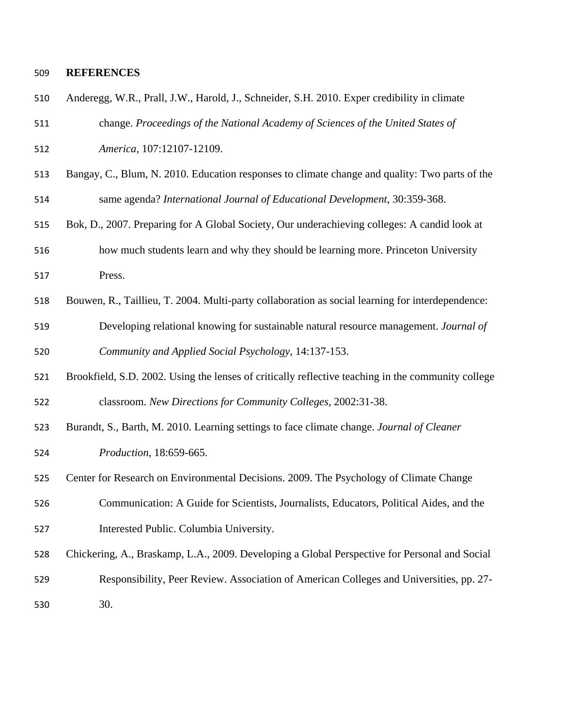**REFERENCES**

Anderegg, W.R., Prall, J.W., Harold, J., Schneider, S.H. 2010. Exper credibility in climate change. *Proceedings of the National Academy of Sciences of the United States of America*, 107:12107-12109.

Bangay, C., Blum, N. 2010. Education responses to climate change and quality: Two parts of the same agenda? *International Journal of Educational Development*, 30:359-368.

Bok, D., 2007. Preparing for A Global Society, Our underachieving colleges: A candid look at how much students learn and why they should be learning more. Princeton University Press.

Bouwen, R., Taillieu, T. 2004. Multi-party collaboration as social learning for interdependence: Developing relational knowing for sustainable natural resource management. *Journal of Community and Applied Social Psychology*, 14:137-153.

Brookfield, S.D. 2002. Using the lenses of critically reflective teaching in the community college classroom. *New Directions for Community Colleges*, 2002:31-38.

Burandt, S., Barth, M. 2010. Learning settings to face climate change. *Journal of Cleaner Production*, 18:659-665.

Center for Research on Environmental Decisions. 2009. The Psychology of Climate Change Communication: A Guide for Scientists, Journalists, Educators, Political Aides, and the Interested Public. Columbia University.

Chickering, A., Braskamp, L.A., 2009. Developing a Global Perspective for Personal and Social Responsibility, Peer Review. Association of American Colleges and Universities, pp. 27-30.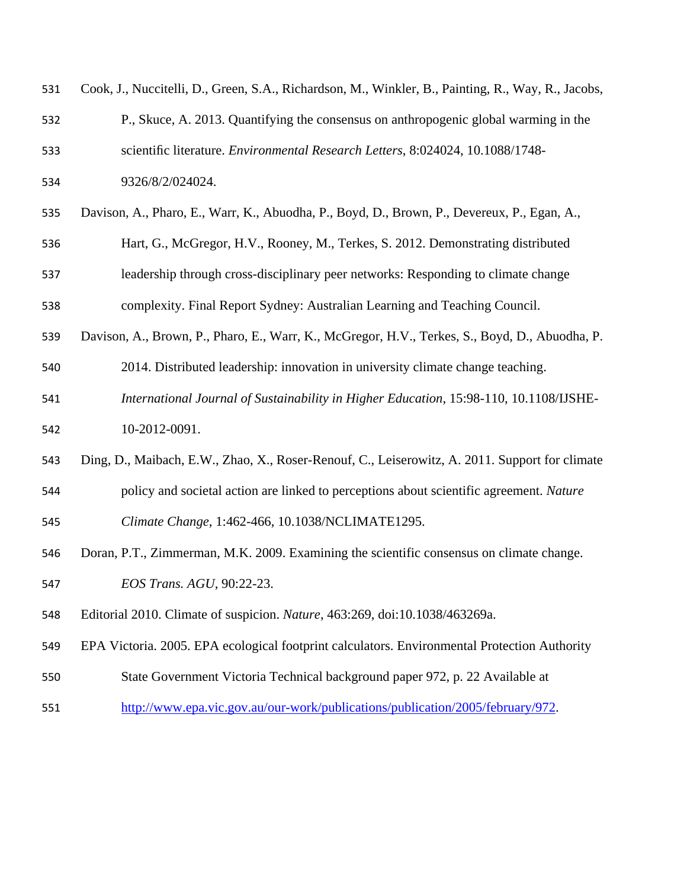Cook, J., Nuccitelli, D., Green, S.A., Richardson, M., Winkler, B., Painting, R., Way, R., Jacobs, P., Skuce, A. 2013. Quantifying the consensus on anthropogenic global warming in the scientific literature. *Environmental Research Letters*, 8:024024, 10.1088/1748-9326/8/2/024024.

Davison, A., Pharo, E., Warr, K., Abuodha, P., Boyd, D., Brown, P., Devereux, P., Egan, A., Hart, G., McGregor, H.V., Rooney, M., Terkes, S. 2012. Demonstrating distributed leadership through cross-disciplinary peer networks: Responding to climate change complexity. Final Report Sydney: Australian Learning and Teaching Council.

Davison, A., Brown, P., Pharo, E., Warr, K., McGregor, H.V., Terkes, S., Boyd, D., Abuodha, P. 2014. Distributed leadership: innovation in university climate change teaching. *International Journal of Sustainability in Higher Education*, 15:98-110, 10.1108/IJSHE-10-2012-0091.

Ding, D., Maibach, E.W., Zhao, X., Roser-Renouf, C., Leiserowitz, A. 2011. Support for climate policy and societal action are linked to perceptions about scientific agreement. *Nature Climate Change*, 1:462-466, 10.1038/NCLIMATE1295.

Doran, P.T., Zimmerman, M.K. 2009. Examining the scientific consensus on climate change. *EOS Trans. AGU*, 90:22-23.

Editorial 2010. Climate of suspicion. *Nature*, 463:269, doi:10.1038/463269a.

EPA Victoria. 2005. EPA ecological footprint calculators. Environmental Protection Authority State Government Victoria Technical background paper 972, p. 22 Available at http://www.epa.vic.gov.au/our-work/publications/publication/2005/february/972.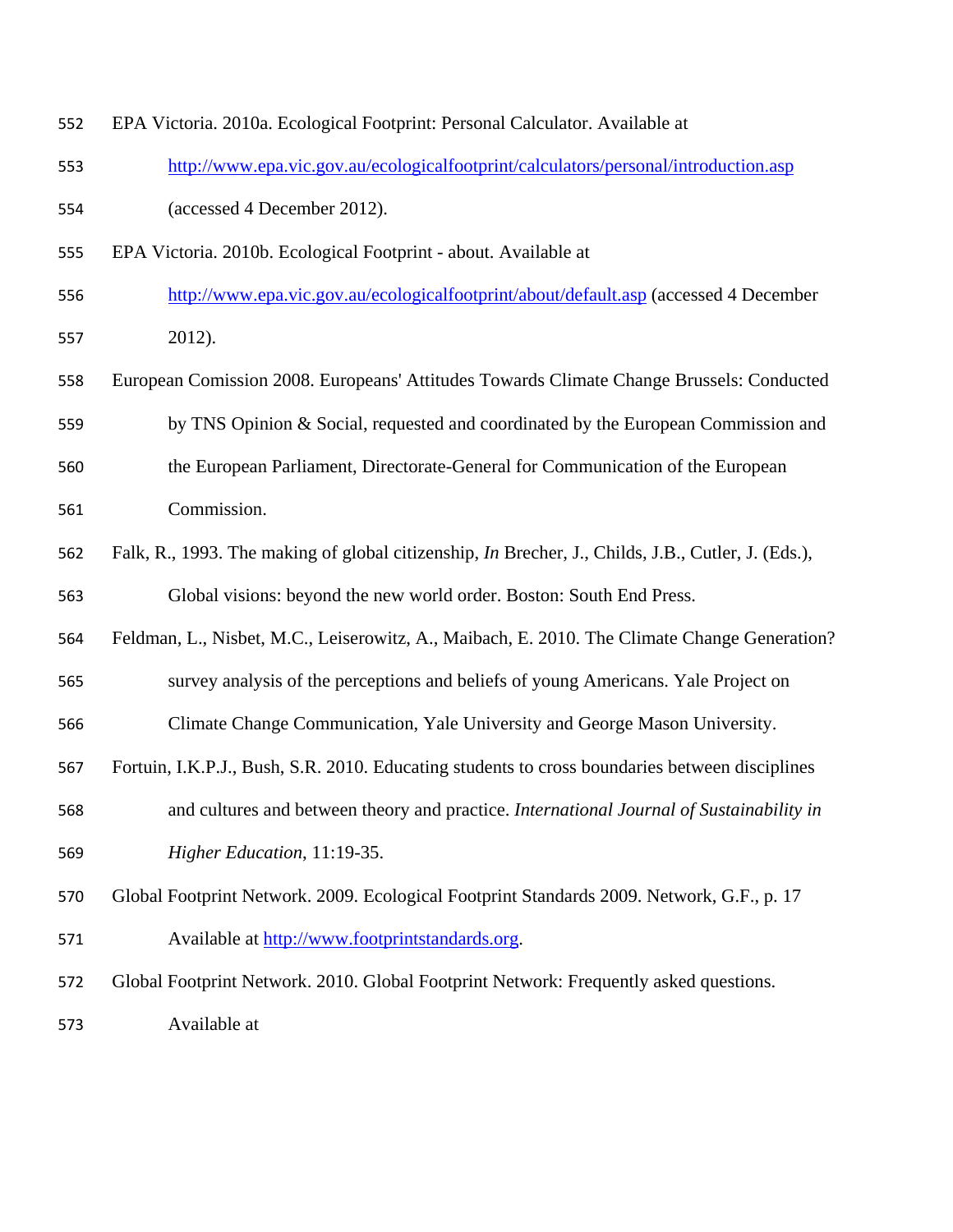EPA Victoria. 2010a. Ecological Footprint: Personal Calculator. Available at http://www.epa.vic.gov.au/ecologicalfootprint/calculators/personal/introduction.asp (accessed 4 December 2012).

EPA Victoria. 2010b. Ecological Footprint - about. Available at http://www.epa.vic.gov.au/ecologicalfootprint/about/default.asp (accessed 4 December 2012).

European Comission 2008. Europeans' Attitudes Towards Climate Change Brussels: Conducted by TNS Opinion & Social, requested and coordinated by the European Commission and the European Parliament, Directorate-General for Communication of the European Commission.

Falk, R., 1993. The making of global citizenship, *In* Brecher, J., Childs, J.B., Cutler, J. (Eds.), Global visions: beyond the new world order. Boston: South End Press.

Feldman, L., Nisbet, M.C., Leiserowitz, A., Maibach, E. 2010. The Climate Change Generation? survey analysis of the perceptions and beliefs of young Americans. Yale Project on Climate Change Communication, Yale University and George Mason University.

Fortuin, I.K.P.J., Bush, S.R. 2010. Educating students to cross boundaries between disciplines and cultures and between theory and practice. *International Journal of Sustainability in Higher Education*, 11:19-35.

Global Footprint Network. 2009. Ecological Footprint Standards 2009. Network, G.F., p. 17 Available at http://www.footprintstandards.org.

Global Footprint Network. 2010. Global Footprint Network: Frequently asked questions. Available at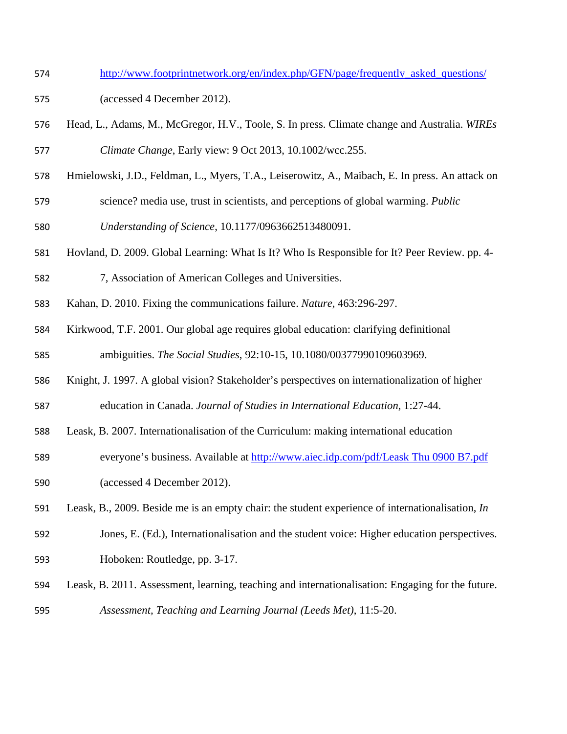http://www.footprintnetwork.org/en/index.php/GFN/page/frequently_asked_questions/ (accessed 4 December 2012).

Head, L., Adams, M., McGregor, H.V., Toole, S. In press. Climate change and Australia. *WIREs Climate Change*, Early view: 9 Oct 2013, 10.1002/wcc.255.

Hmielowski, J.D., Feldman, L., Myers, T.A., Leiserowitz, A., Maibach, E. In press. An attack on science? media use, trust in scientists, and perceptions of global warming. *Public Understanding of Science*, 10.1177/0963662513480091.

Hovland, D. 2009. Global Learning: What Is It? Who Is Responsible for It? Peer Review. pp. 4-7, Association of American Colleges and Universities.

Kahan, D. 2010. Fixing the communications failure. *Nature*, 463:296-297.

Kirkwood, T.F. 2001. Our global age requires global education: clarifying definitional ambiguities. *The Social Studies*, 92:10-15, 10.1080/00377990109603969.

Knight, J. 1997. A global vision? Stakeholder's perspectives on internationalization of higher education in Canada. *Journal of Studies in International Education*, 1:27-44.

Leask, B. 2007. Internationalisation of the Curriculum: making international education everyone's business. Available at http://www.aiec.idp.com/pdf/Leask Thu 0900 B7.pdf (accessed 4 December 2012).

Leask, B., 2009. Beside me is an empty chair: the student experience of internationalisation, *In* Jones, E. (Ed.), Internationalisation and the student voice: Higher education perspectives. Hoboken: Routledge, pp. 3-17.

Leask, B. 2011. Assessment, learning, teaching and internationalisation: Engaging for the future. *Assessment, Teaching and Learning Journal (Leeds Met)*, 11:5-20.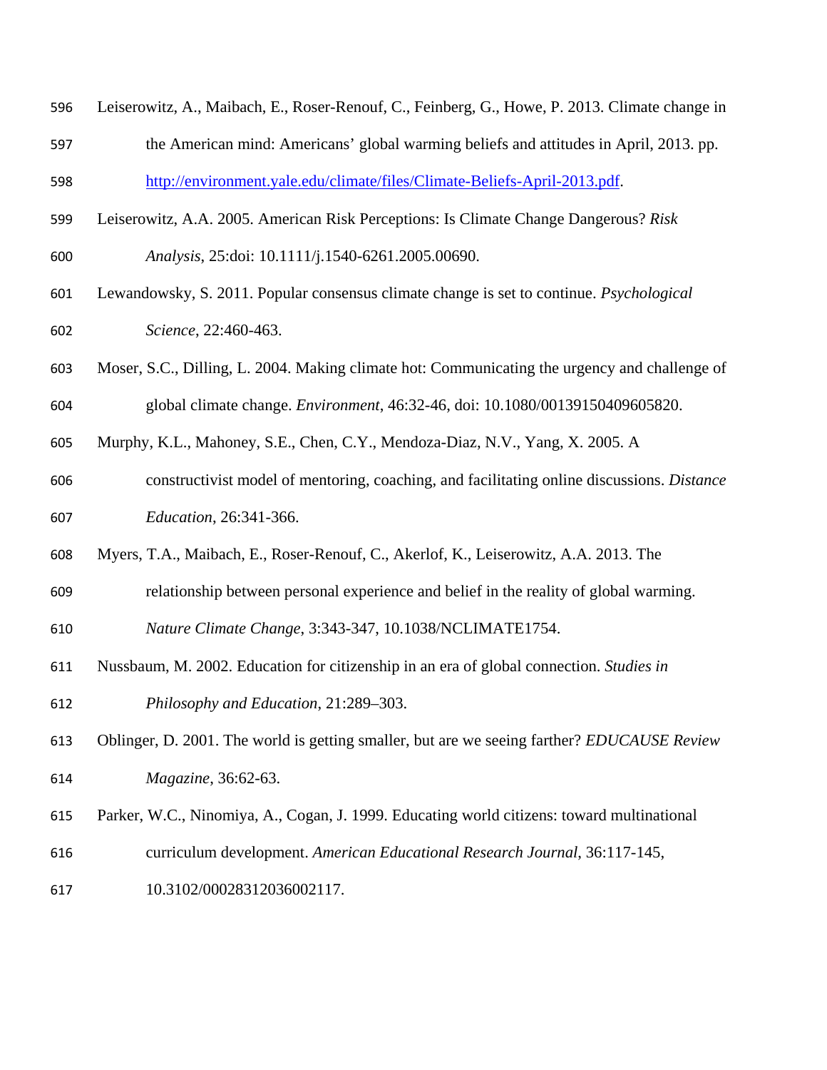Leiserowitz, A., Maibach, E., Roser-Renouf, C., Feinberg, G., Howe, P. 2013. Climate change in the American mind: Americans' global warming beliefs and attitudes in April, 2013. pp. http://environment.yale.edu/climate/files/Climate-Beliefs-April-2013.pdf.

Leiserowitz, A.A. 2005. American Risk Perceptions: Is Climate Change Dangerous? *Risk Analysis*, 25:doi: 10.1111/j.1540-6261.2005.00690.

Lewandowsky, S. 2011. Popular consensus climate change is set to continue. *Psychological Science*, 22:460-463.

Moser, S.C., Dilling, L. 2004. Making climate hot: Communicating the urgency and challenge of global climate change. *Environment*, 46:32-46, doi: 10.1080/00139150409605820.

Murphy, K.L., Mahoney, S.E., Chen, C.Y., Mendoza-Diaz, N.V., Yang, X. 2005. A constructivist model of mentoring, coaching, and facilitating online discussions. *Distance Education*, 26:341-366.

Myers, T.A., Maibach, E., Roser-Renouf, C., Akerlof, K., Leiserowitz, A.A. 2013. The relationship between personal experience and belief in the reality of global warming. *Nature Climate Change*, 3:343-347, 10.1038/NCLIMATE1754.

Nussbaum, M. 2002. Education for citizenship in an era of global connection. *Studies in Philosophy and Education*, 21:289–303.

Oblinger, D. 2001. The world is getting smaller, but are we seeing farther? *EDUCAUSE Review Magazine*, 36:62-63.

Parker, W.C., Ninomiya, A., Cogan, J. 1999. Educating world citizens: toward multinational curriculum development. *American Educational Research Journal*, 36:117-145, 10.3102/00028312036002117.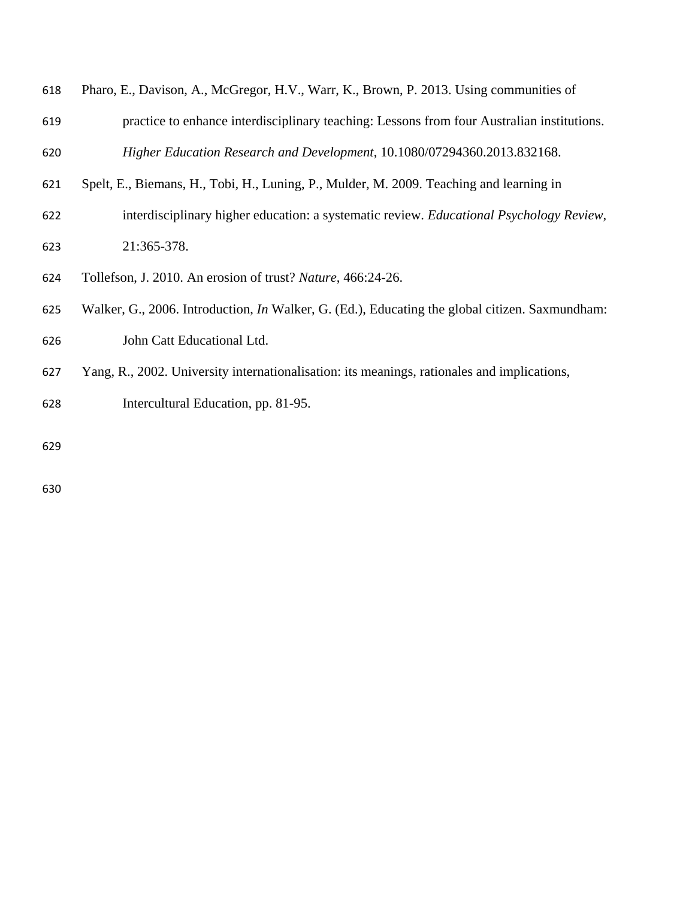Pharo, E., Davison, A., McGregor, H.V., Warr, K., Brown, P. 2013. Using communities of practice to enhance interdisciplinary teaching: Lessons from four Australian institutions. *Higher Education Research and Development*, 10.1080/07294360.2013.832168.

Spelt, E., Biemans, H., Tobi, H., Luning, P., Mulder, M. 2009. Teaching and learning in interdisciplinary higher education: a systematic review. *Educational Psychology Review*, 21:365-378.

Tollefson, J. 2010. An erosion of trust? *Nature*, 466:24-26.

Walker, G., 2006. Introduction, *In* Walker, G. (Ed.), Educating the global citizen. Saxmundham: John Catt Educational Ltd.

Yang, R., 2002. University internationalisation: its meanings, rationales and implications, Intercultural Education, pp. 81-95.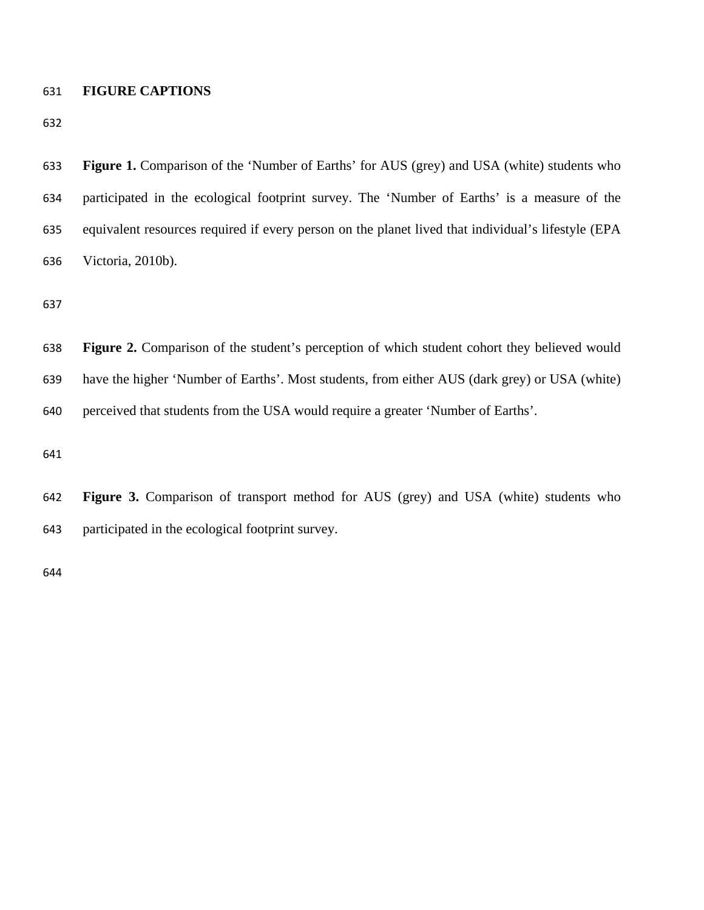## FIGURE CAPTIONS

**Figure 1.** Comparison of the 'Number of Earths' for AUS (grey) and USA (white) students who participated in the ecological footprint survey. The 'Number of Earths' is a measure of the equivalent resources required if every person on the planet lived that individual's lifestyle (EPA Victoria, 2010b).

**Figure 2.** Comparison of the student's perception of which student cohort they believed would have the higher 'Number of Earths'. Most students, from either AUS (dark grey) or USA (white) perceived that students from the USA would require a greater 'Number of Earths'.

**Figure 3.** Comparison of transport method for AUS (grey) and USA (white) students who participated in the ecological footprint survey.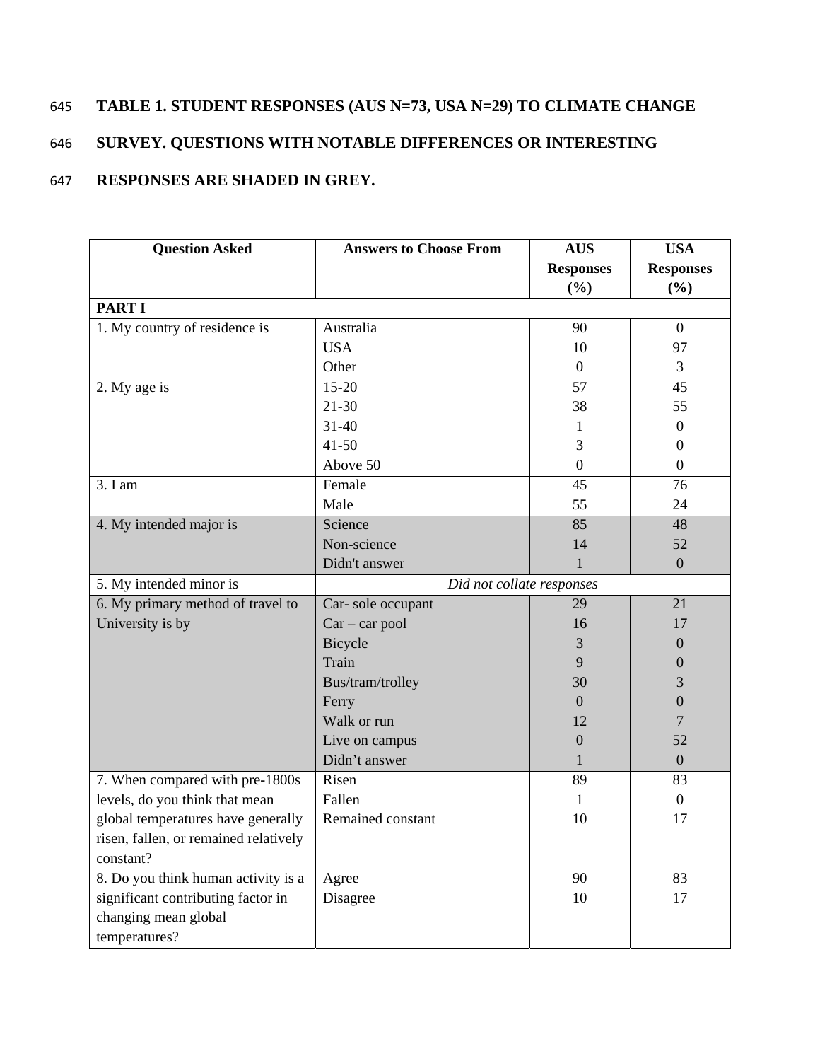**TABLE 1. STUDENT RESPONSES (AUS N=73, USA N=29) TO CLIMATE CHANGE SURVEY. QUESTIONS WITH NOTABLE DIFFERENCES OR INTERESTING RESPONSES ARE SHADED IN GREY.**

| Question Asked | Answers to Choose From | AUS Responses (%) | USA Responses (%) |
|---|---|---|---|
| **PART I** | | | |
| 1. My country of residence is | Australia | 90 | 0 |
| | USA | 10 | 97 |
| | Other | 0 | 3 |
| 2. My age is | 15-20 | 57 | 45 |
| | 21-30 | 38 | 55 |
| | 31-40 | 1 | 0 |
| | 41-50 | 3 | 0 |
| | Above 50 | 0 | 0 |
| 3. I am | Female | 45 | 76 |
| | Male | 55 | 24 |
| 4. My intended major is | Science | 85 | 48 |
| | Non-science | 14 | 52 |
| | Didn't answer | 1 | 0 |
| 5. My intended minor is | *Did not collate responses* | | |
| 6. My primary method of travel to University is by | Car- sole occupant | 29 | 21 |
| | Car – car pool | 16 | 17 |
| | Bicycle | 3 | 0 |
| | Train | 9 | 0 |
| | Bus/tram/trolley | 30 | 3 |
| | Ferry | 0 | 0 |
| | Walk or run | 12 | 7 |
| | Live on campus | 0 | 52 |
| | Didn't answer | 1 | 0 |
| 7. When compared with pre-1800s levels, do you think that mean global temperatures have generally risen, fallen, or remained relatively constant? | Risen | 89 | 83 |
| | Fallen | 1 | 0 |
| | Remained constant | 10 | 17 |
| 8. Do you think human activity is a significant contributing factor in changing mean global temperatures? | Agree | 90 | 83 |
| | Disagree | 10 | 17 |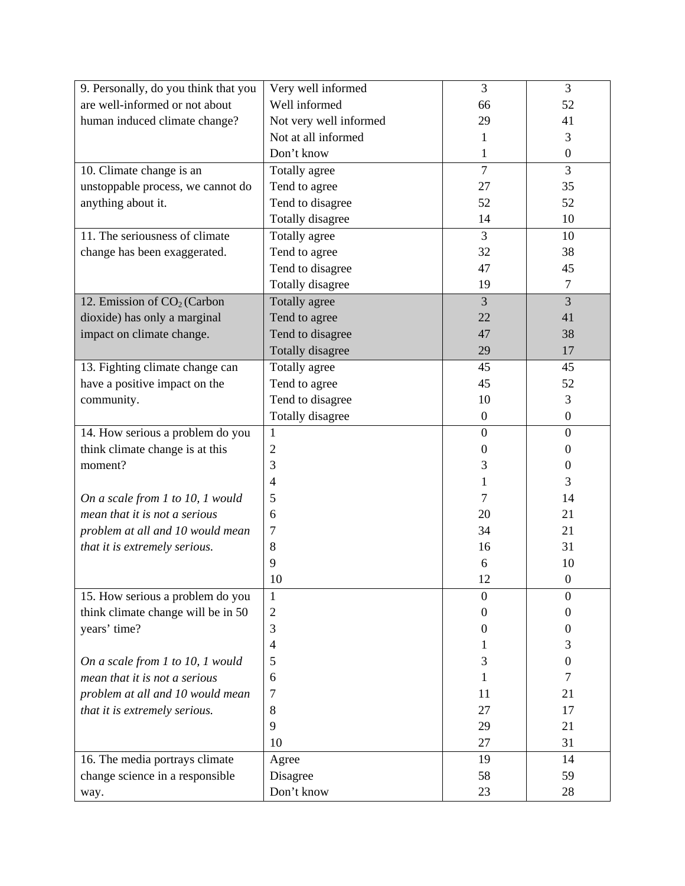| | | | |
|---|---|---|---|
| 9. Personally, do you think that you are well-informed or not about human induced climate change? | Very well informed | 3 | 3 |
| | Well informed | 66 | 52 |
| | Not very well informed | 29 | 41 |
| | Not at all informed | 1 | 3 |
| | Don't know | 1 | 0 |
| 10. Climate change is an unstoppable process, we cannot do anything about it. | Totally agree | 7 | 3 |
| | Tend to agree | 27 | 35 |
| | Tend to disagree | 52 | 52 |
| | Totally disagree | 14 | 10 |
| 11. The seriousness of climate change has been exaggerated. | Totally agree | 3 | 10 |
| | Tend to agree | 32 | 38 |
| | Tend to disagree | 47 | 45 |
| | Totally disagree | 19 | 7 |
| 12. Emission of $CO_2$ (Carbon dioxide) has only a marginal impact on climate change. | Totally agree | 3 | 3 |
| | Tend to agree | 22 | 41 |
| | Tend to disagree | 47 | 38 |
| | Totally disagree | 29 | 17 |
| 13. Fighting climate change can have a positive impact on the community. | Totally agree | 45 | 45 |
| | Tend to agree | 45 | 52 |
| | Tend to disagree | 10 | 3 |
| | Totally disagree | 0 | 0 |
| 14. How serious a problem do you think climate change is at this moment? *On a scale from 1 to 10, 1 would mean that it is not a serious problem at all and 10 would mean that it is extremely serious.* | 1 | 0 | 0 |
| | 2 | 0 | 0 |
| | 3 | 3 | 0 |
| | 4 | 1 | 3 |
| | 5 | 7 | 14 |
| | 6 | 20 | 21 |
| | 7 | 34 | 21 |
| | 8 | 16 | 31 |
| | 9 | 6 | 10 |
| | 10 | 12 | 0 |
| 15. How serious a problem do you think climate change will be in 50 years' time? *On a scale from 1 to 10, 1 would mean that it is not a serious problem at all and 10 would mean that it is extremely serious.* | 1 | 0 | 0 |
| | 2 | 0 | 0 |
| | 3 | 0 | 0 |
| | 4 | 1 | 3 |
| | 5 | 3 | 0 |
| | 6 | 1 | 7 |
| | 7 | 11 | 21 |
| | 8 | 27 | 17 |
| | 9 | 29 | 21 |
| | 10 | 27 | 31 |
| 16. The media portrays climate change science in a responsible way. | Agree | 19 | 14 |
| | Disagree | 58 | 59 |
| | Don't know | 23 | 28 |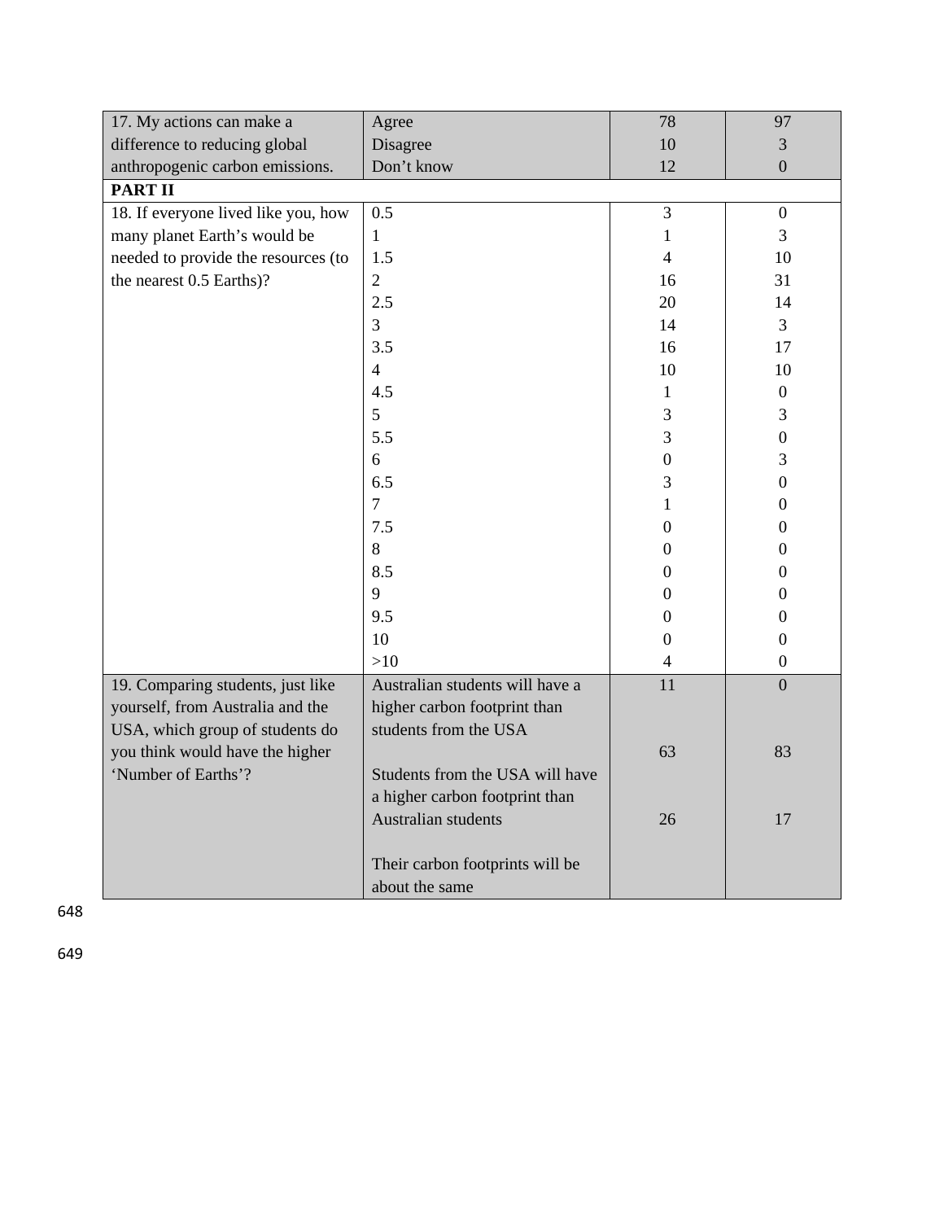| | | | |
|---|---|---|---|
| 17. My actions can make a difference to reducing global anthropogenic carbon emissions. | Agree | 78 | 97 |
| | Disagree | 10 | 3 |
| | Don't know | 12 | 0 |
| **PART II** | | | |
| 18. If everyone lived like you, how many planet Earth's would be needed to provide the resources (to the nearest 0.5 Earths)? | 0.5 | 3 | 0 |
| | 1 | 1 | 3 |
| | 1.5 | 4 | 10 |
| | 2 | 16 | 31 |
| | 2.5 | 20 | 14 |
| | 3 | 14 | 3 |
| | 3.5 | 16 | 17 |
| | 4 | 10 | 10 |
| | 4.5 | 1 | 0 |
| | 5 | 3 | 3 |
| | 5.5 | 3 | 0 |
| | 6 | 0 | 3 |
| | 6.5 | 3 | 0 |
| | 7 | 1 | 0 |
| | 7.5 | 0 | 0 |
| | 8 | 0 | 0 |
| | 8.5 | 0 | 0 |
| | 9 | 0 | 0 |
| | 9.5 | 0 | 0 |
| | 10 | 0 | 0 |
| | >10 | 4 | 0 |
| 19. Comparing students, just like yourself, from Australia and the USA, which group of students do you think would have the higher 'Number of Earths'? | Australian students will have a higher carbon footprint than students from the USA | 11 | 0 |
| | Students from the USA will have a higher carbon footprint than Australian students | 63 | 83 |
| | Their carbon footprints will be about the same | 26 | 17 |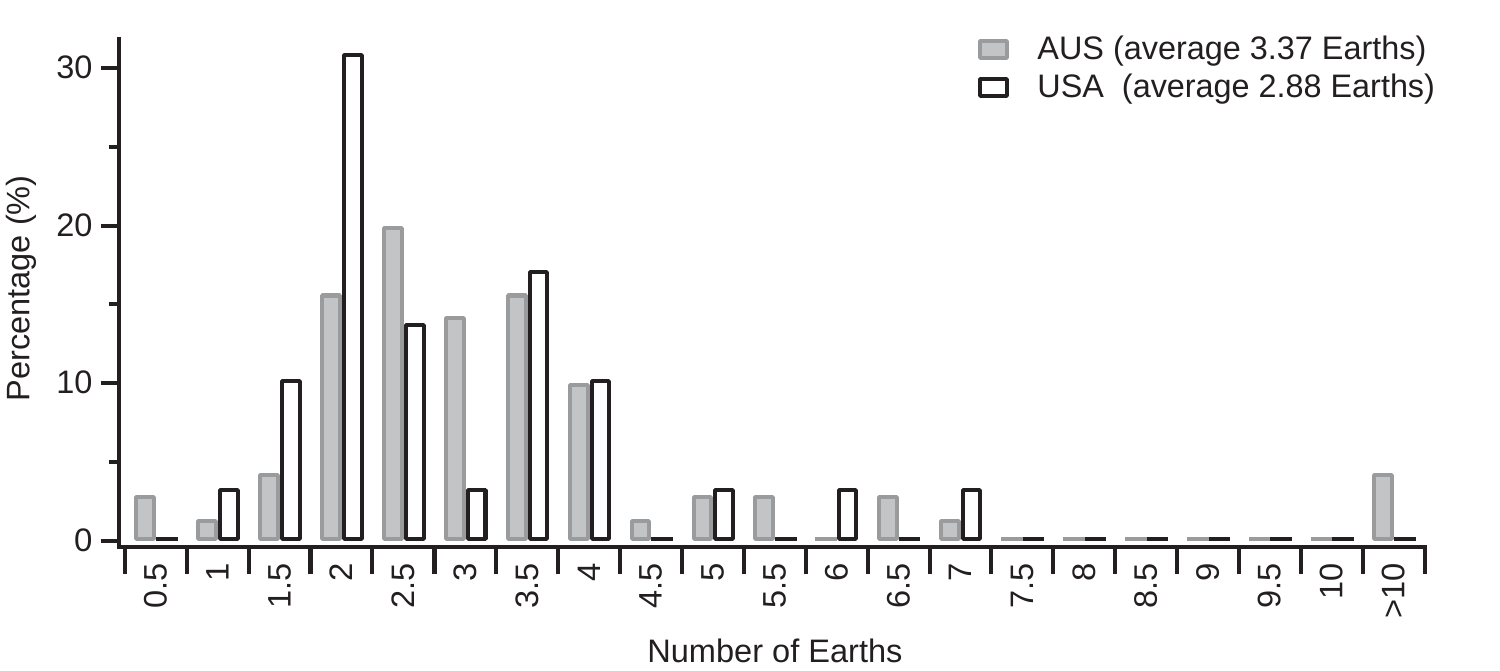AUS (average 3.37 Earths)

USA (average 2.88 Earths)

Percentage (%)

Number of Earths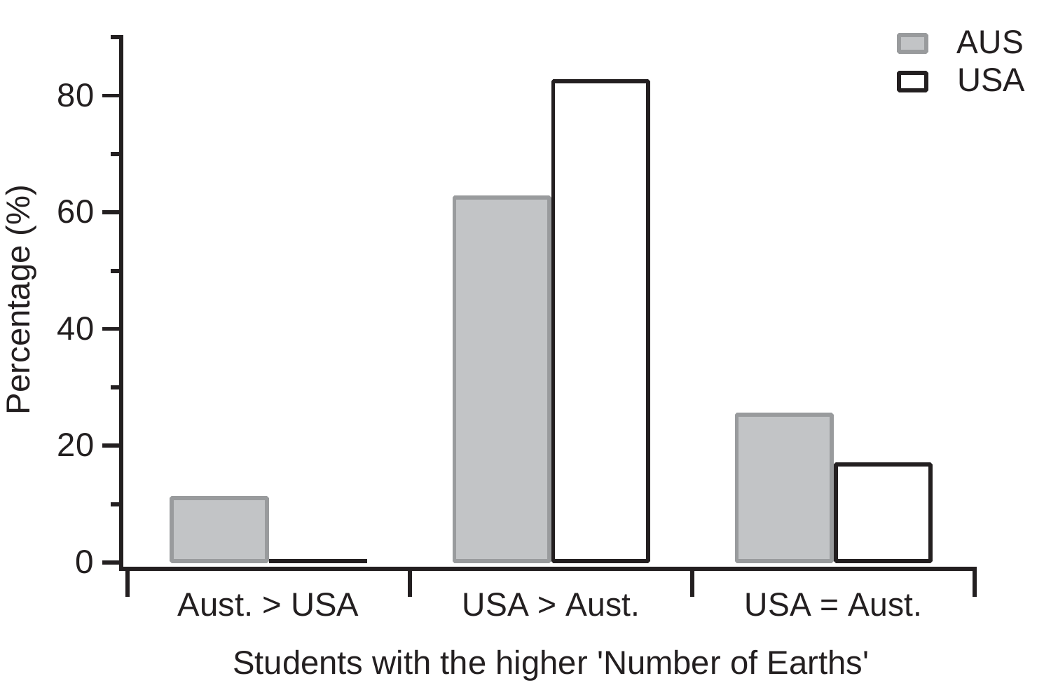AUS
USA

Percentage (%)

0
20
40
60
80

Aust. > USA
USA > Aust.
USA = Aust.

Students with the higher 'Number of Earths'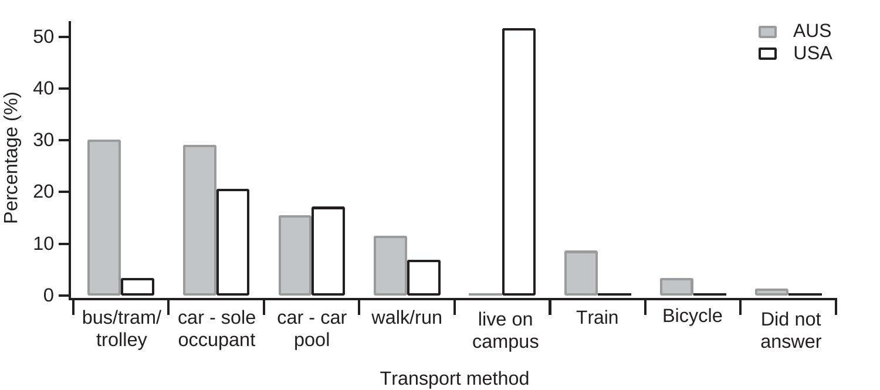AUS
USA

Percentage (%)

0
10
20
30
40
50

bus/tram/ trolley
car - sole occupant
car - car pool
walk/run
live on campus
Train
Bicycle
Did not answer

Transport method